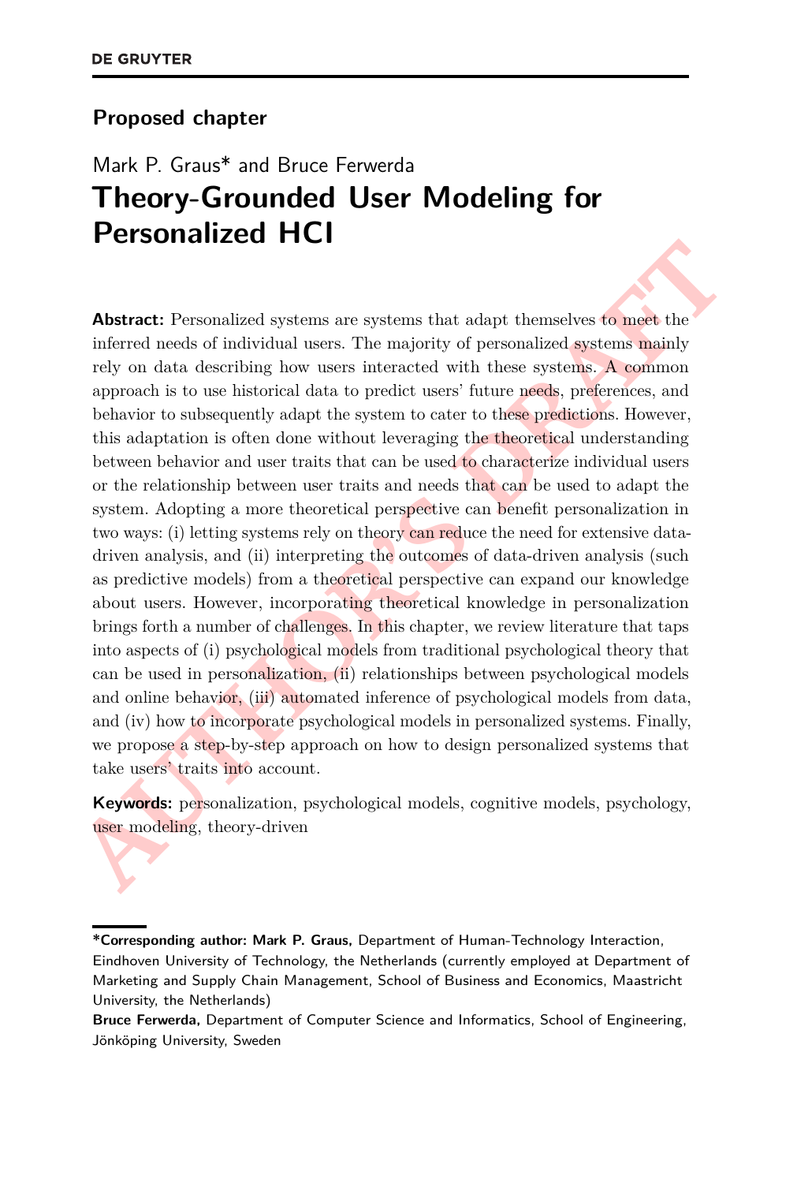**Proposed chapter**

Mark P. Graus* and Bruce Ferwerda

# Theory-Grounded User Modeling for Personalized HCI

**Abstract:** Personalized systems are systems that adapt themselves to meet the inferred needs of individual users. The majority of personalized systems mainly rely on data describing how users interacted with these systems. A common approach is to use historical data to predict users' future needs, preferences, and behavior to subsequently adapt the system to cater to these predictions. However, this adaptation is often done without leveraging the theoretical understanding between behavior and user traits that can be used to characterize individual users or the relationship between user traits and needs that can be used to adapt the system. Adopting a more theoretical perspective can benefit personalization in two ways: (i) letting systems rely on theory can reduce the need for extensive data-driven analysis, and (ii) interpreting the outcomes of data-driven analysis (such as predictive models) from a theoretical perspective can expand our knowledge about users. However, incorporating theoretical knowledge in personalization brings forth a number of challenges. In this chapter, we review literature that taps into aspects of (i) psychological models from traditional psychological theory that can be used in personalization, (ii) relationships between psychological models and online behavior, (iii) automated inference of psychological models from data, and (iv) how to incorporate psychological models in personalized systems. Finally, we propose a step-by-step approach on how to design personalized systems that take users' traits into account.

**Keywords:** personalization, psychological models, cognitive models, psychology, user modeling, theory-driven

---

***Corresponding author: Mark P. Graus,** Department of Human-Technology Interaction, Eindhoven University of Technology, the Netherlands (currently employed at Department of Marketing and Supply Chain Management, School of Business and Economics, Maastricht University, the Netherlands)

**Bruce Ferwerda,** Department of Computer Science and Informatics, School of Engineering, Jönköping University, Sweden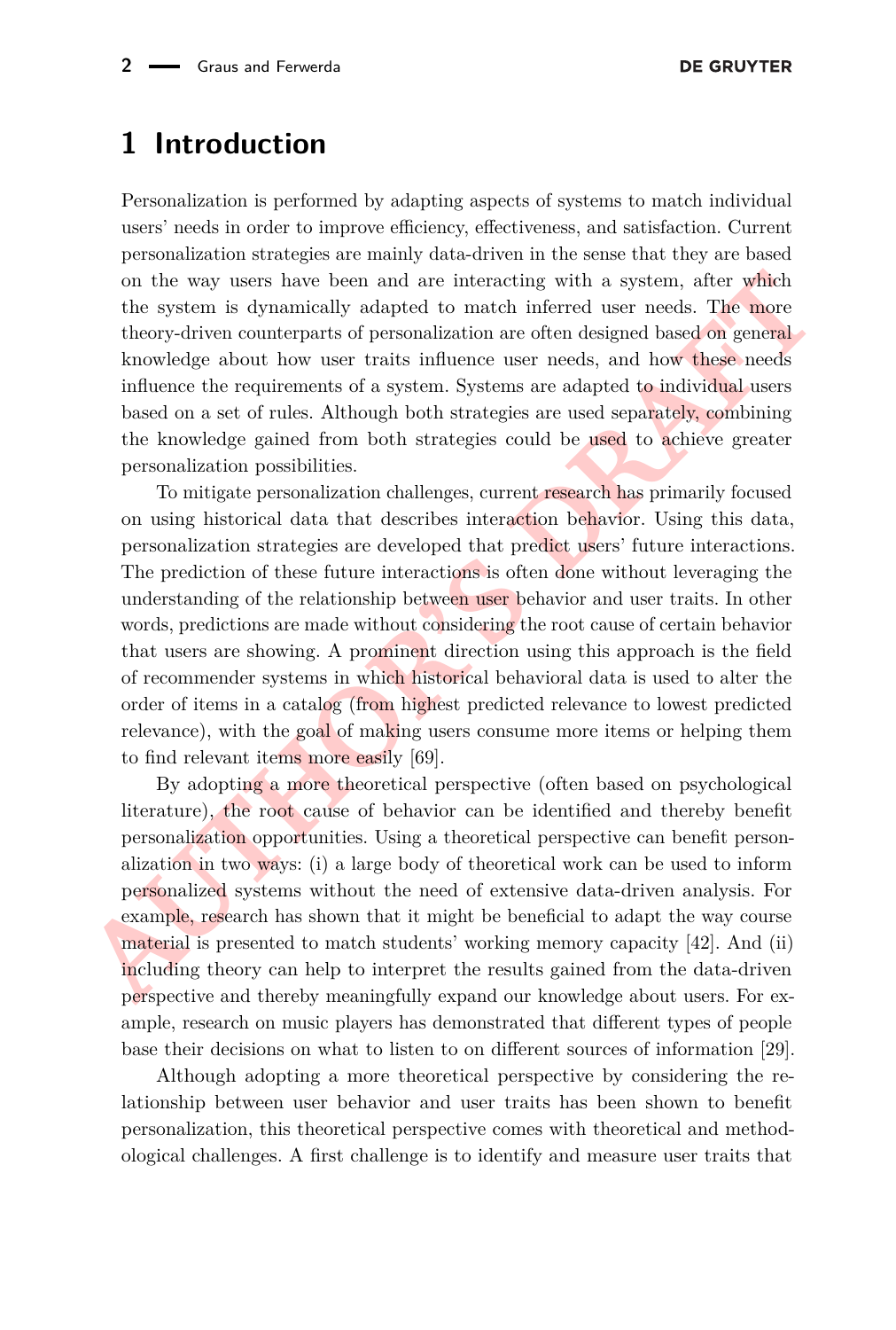# 1 Introduction

Personalization is performed by adapting aspects of systems to match individual users' needs in order to improve efficiency, effectiveness, and satisfaction. Current personalization strategies are mainly data-driven in the sense that they are based on the way users have been and are interacting with a system, after which the system is dynamically adapted to match inferred user needs. The more theory-driven counterparts of personalization are often designed based on general knowledge about how user traits influence user needs, and how these needs influence the requirements of a system. Systems are adapted to individual users based on a set of rules. Although both strategies are used separately, combining the knowledge gained from both strategies could be used to achieve greater personalization possibilities.

To mitigate personalization challenges, current research has primarily focused on using historical data that describes interaction behavior. Using this data, personalization strategies are developed that predict users' future interactions. The prediction of these future interactions is often done without leveraging the understanding of the relationship between user behavior and user traits. In other words, predictions are made without considering the root cause of certain behavior that users are showing. A prominent direction using this approach is the field of recommender systems in which historical behavioral data is used to alter the order of items in a catalog (from highest predicted relevance to lowest predicted relevance), with the goal of making users consume more items or helping them to find relevant items more easily [69].

By adopting a more theoretical perspective (often based on psychological literature), the root cause of behavior can be identified and thereby benefit personalization opportunities. Using a theoretical perspective can benefit personalization in two ways: (i) a large body of theoretical work can be used to inform personalized systems without the need of extensive data-driven analysis. For example, research has shown that it might be beneficial to adapt the way course material is presented to match students' working memory capacity [42]. And (ii) including theory can help to interpret the results gained from the data-driven perspective and thereby meaningfully expand our knowledge about users. For example, research on music players has demonstrated that different types of people base their decisions on what to listen to on different sources of information [29].

Although adopting a more theoretical perspective by considering the relationship between user behavior and user traits has been shown to benefit personalization, this theoretical perspective comes with theoretical and methodological challenges. A first challenge is to identify and measure user traits that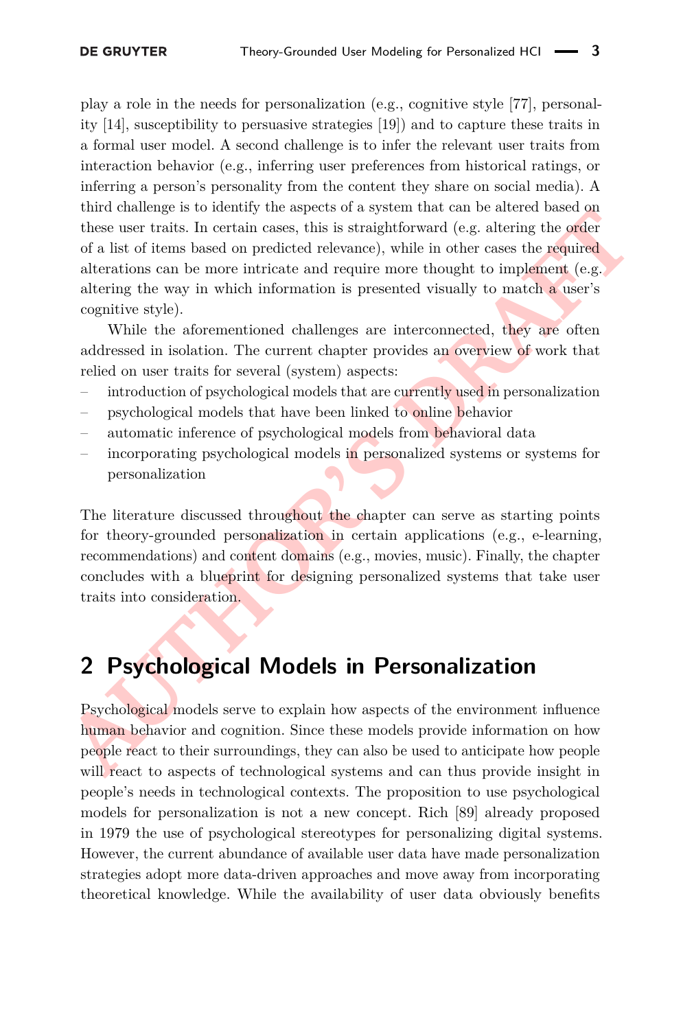play a role in the needs for personalization (e.g., cognitive style [77], personality [14], susceptibility to persuasive strategies [19]) and to capture these traits in a formal user model. A second challenge is to infer the relevant user traits from interaction behavior (e.g., inferring user preferences from historical ratings, or inferring a person's personality from the content they share on social media). A third challenge is to identify the aspects of a system that can be altered based on these user traits. In certain cases, this is straightforward (e.g. altering the order of a list of items based on predicted relevance), while in other cases the required alterations can be more intricate and require more thought to implement (e.g. altering the way in which information is presented visually to match a user's cognitive style).

While the aforementioned challenges are interconnected, they are often addressed in isolation. The current chapter provides an overview of work that relied on user traits for several (system) aspects:

- introduction of psychological models that are currently used in personalization
- psychological models that have been linked to online behavior
- automatic inference of psychological models from behavioral data
- incorporating psychological models in personalized systems or systems for personalization

The literature discussed throughout the chapter can serve as starting points for theory-grounded personalization in certain applications (e.g., e-learning, recommendations) and content domains (e.g., movies, music). Finally, the chapter concludes with a blueprint for designing personalized systems that take user traits into consideration.

## 2 Psychological Models in Personalization

Psychological models serve to explain how aspects of the environment influence human behavior and cognition. Since these models provide information on how people react to their surroundings, they can also be used to anticipate how people will react to aspects of technological systems and can thus provide insight in people's needs in technological contexts. The proposition to use psychological models for personalization is not a new concept. Rich [89] already proposed in 1979 the use of psychological stereotypes for personalizing digital systems. However, the current abundance of available user data have made personalization strategies adopt more data-driven approaches and move away from incorporating theoretical knowledge. While the availability of user data obviously benefits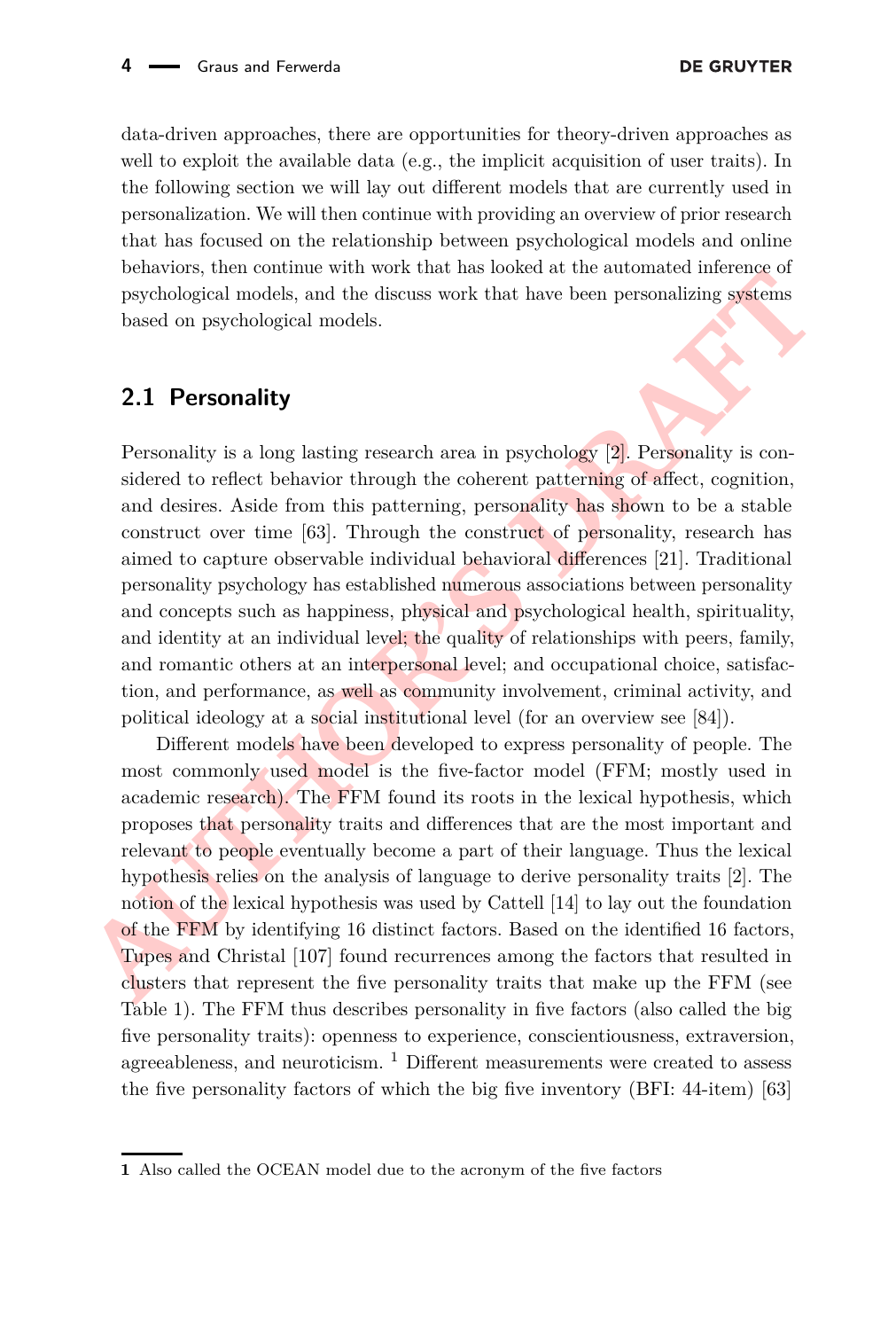data-driven approaches, there are opportunities for theory-driven approaches as well to exploit the available data (e.g., the implicit acquisition of user traits). In the following section we will lay out different models that are currently used in personalization. We will then continue with providing an overview of prior research that has focused on the relationship between psychological models and online behaviors, then continue with work that has looked at the automated inference of psychological models, and the discuss work that have been personalizing systems based on psychological models.

## 2.1 Personality

Personality is a long lasting research area in psychology [2]. Personality is considered to reflect behavior through the coherent patterning of affect, cognition, and desires. Aside from this patterning, personality has shown to be a stable construct over time [63]. Through the construct of personality, research has aimed to capture observable individual behavioral differences [21]. Traditional personality psychology has established numerous associations between personality and concepts such as happiness, physical and psychological health, spirituality, and identity at an individual level; the quality of relationships with peers, family, and romantic others at an interpersonal level; and occupational choice, satisfaction, and performance, as well as community involvement, criminal activity, and political ideology at a social institutional level (for an overview see [84]).

Different models have been developed to express personality of people. The most commonly used model is the five-factor model (FFM; mostly used in academic research). The FFM found its roots in the lexical hypothesis, which proposes that personality traits and differences that are the most important and relevant to people eventually become a part of their language. Thus the lexical hypothesis relies on the analysis of language to derive personality traits [2]. The notion of the lexical hypothesis was used by Cattell [14] to lay out the foundation of the FFM by identifying 16 distinct factors. Based on the identified 16 factors, Tupes and Christal [107] found recurrences among the factors that resulted in clusters that represent the five personality traits that make up the FFM (see Table 1). The FFM thus describes personality in five factors (also called the big five personality traits): openness to experience, conscientiousness, extraversion, agreeableness, and neuroticism. [1] Different measurements were created to assess the five personality factors of which the big five inventory (BFI: 44-item) [63]

[1] Also called the OCEAN model due to the acronym of the five factors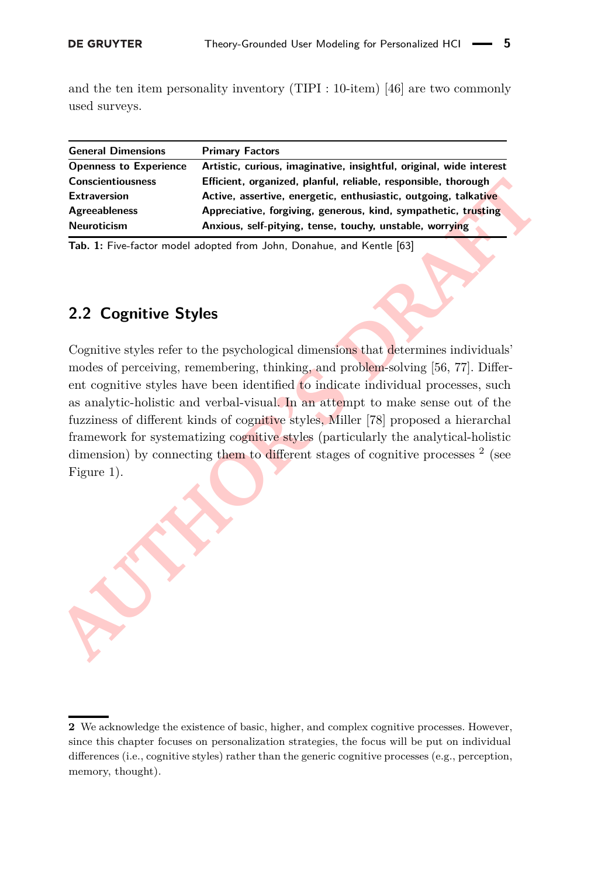and the ten item personality inventory (TIPI : 10-item) [46] are two commonly used surveys.

| General Dimensions | Primary Factors |
|---|---|
| Openness to Experience | Artistic, curious, imaginative, insightful, original, wide interest |
| Conscientiousness | Efficient, organized, planful, reliable, responsible, thorough |
| Extraversion | Active, assertive, energetic, enthusiastic, outgoing, talkative |
| Agreeableness | Appreciative, forgiving, generous, kind, sympathetic, trusting |
| Neuroticism | Anxious, self-pitying, tense, touchy, unstable, worrying |

**Tab. 1:** Five-factor model adopted from John, Donahue, and Kentle [63]

## 2.2 Cognitive Styles

Cognitive styles refer to the psychological dimensions that determines individuals' modes of perceiving, remembering, thinking, and problem-solving [56, 77]. Different cognitive styles have been identified to indicate individual processes, such as analytic-holistic and verbal-visual. In an attempt to make sense out of the fuzziness of different kinds of cognitive styles, Miller [78] proposed a hierarchal framework for systematizing cognitive styles (particularly the analytical-holistic dimension) by connecting them to different stages of cognitive processes [2] (see Figure 1).

[2] We acknowledge the existence of basic, higher, and complex cognitive processes. However, since this chapter focuses on personalization strategies, the focus will be put on individual differences (i.e., cognitive styles) rather than the generic cognitive processes (e.g., perception, memory, thought).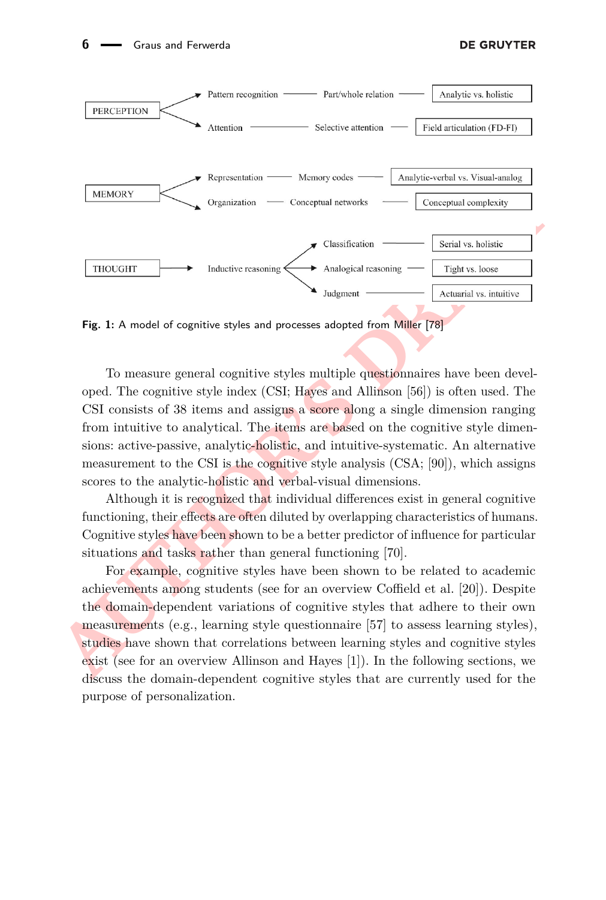| Domain | Process | Sub-process | Cognitive style |
|---|---|---|---|
| PERCEPTION | Pattern recognition | Part/whole relation | Analytic vs. holistic |
| | Attention | Selective attention | Field articulation (FD-FI) |
| MEMORY | Representation | Memory codes | Analytic-verbal vs. Visual-analog |
| | Organization | Conceptual networks | Conceptual complexity |
| THOUGHT | Inductive reasoning | Classification | Serial vs. holistic |
| | | Analogical reasoning | Tight vs. loose |
| | | Judgment | Actuarial vs. intuitive |

**Fig. 1:** A model of cognitive styles and processes adopted from Miller [78]

To measure general cognitive styles multiple questionnaires have been developed. The cognitive style index (CSI; Hayes and Allinson [56]) is often used. The CSI consists of 38 items and assigns a score along a single dimension ranging from intuitive to analytical. The items are based on the cognitive style dimensions: active-passive, analytic-holistic, and intuitive-systematic. An alternative measurement to the CSI is the cognitive style analysis (CSA; [90]), which assigns scores to the analytic-holistic and verbal-visual dimensions.

Although it is recognized that individual differences exist in general cognitive functioning, their effects are often diluted by overlapping characteristics of humans. Cognitive styles have been shown to be a better predictor of influence for particular situations and tasks rather than general functioning [70].

For example, cognitive styles have been shown to be related to academic achievements among students (see for an overview Coffield et al. [20]). Despite the domain-dependent variations of cognitive styles that adhere to their own measurements (e.g., learning style questionnaire [57] to assess learning styles), studies have shown that correlations between learning styles and cognitive styles exist (see for an overview Allinson and Hayes [1]). In the following sections, we discuss the domain-dependent cognitive styles that are currently used for the purpose of personalization.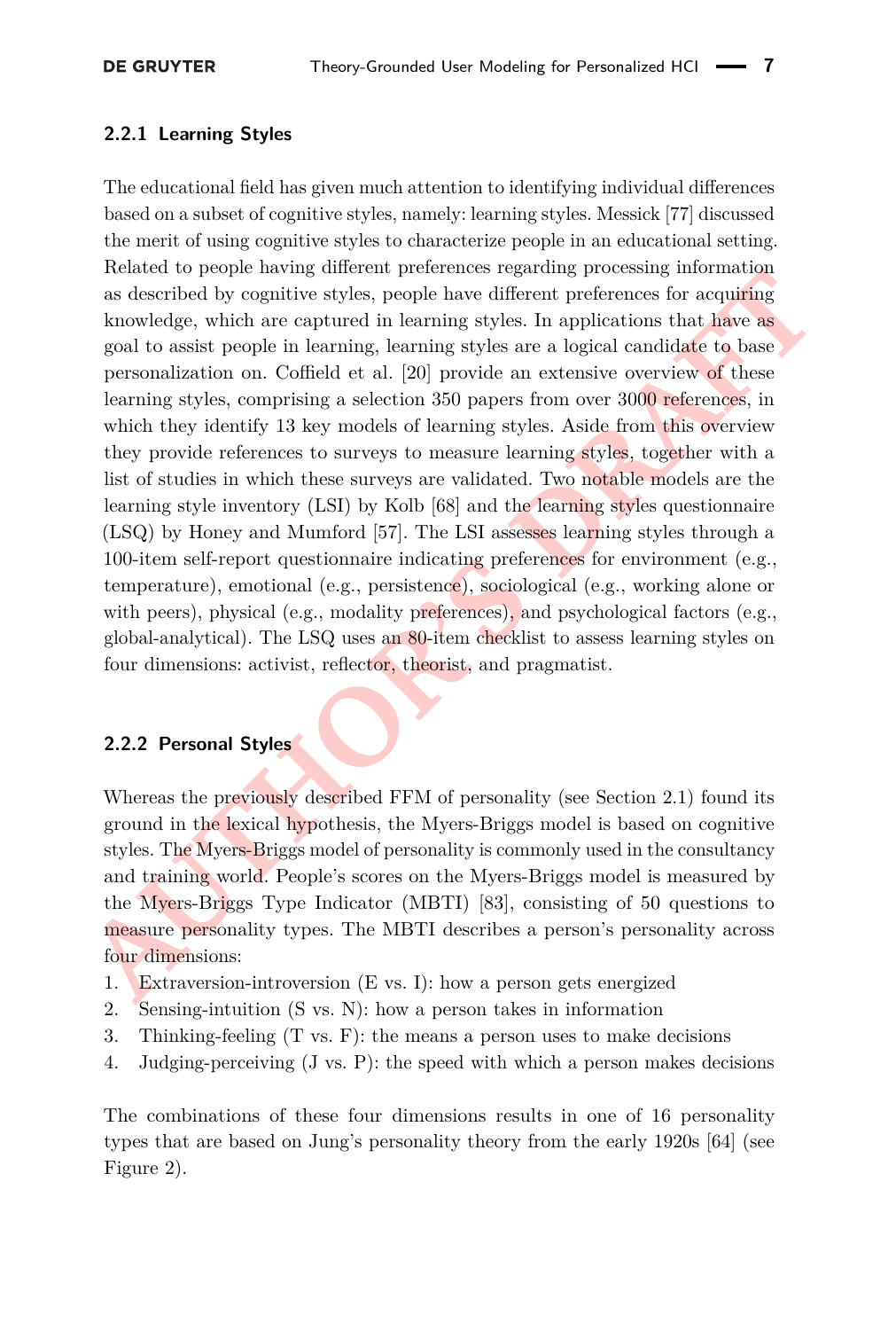### 2.2.1 Learning Styles

The educational field has given much attention to identifying individual differences based on a subset of cognitive styles, namely: learning styles. Messick [77] discussed the merit of using cognitive styles to characterize people in an educational setting. Related to people having different preferences regarding processing information as described by cognitive styles, people have different preferences for acquiring knowledge, which are captured in learning styles. In applications that have as goal to assist people in learning, learning styles are a logical candidate to base personalization on. Coffield et al. [20] provide an extensive overview of these learning styles, comprising a selection 350 papers from over 3000 references, in which they identify 13 key models of learning styles. Aside from this overview they provide references to surveys to measure learning styles, together with a list of studies in which these surveys are validated. Two notable models are the learning style inventory (LSI) by Kolb [68] and the learning styles questionnaire (LSQ) by Honey and Mumford [57]. The LSI assesses learning styles through a 100-item self-report questionnaire indicating preferences for environment (e.g., temperature), emotional (e.g., persistence), sociological (e.g., working alone or with peers), physical (e.g., modality preferences), and psychological factors (e.g., global-analytical). The LSQ uses an 80-item checklist to assess learning styles on four dimensions: activist, reflector, theorist, and pragmatist.

### 2.2.2 Personal Styles

Whereas the previously described FFM of personality (see Section 2.1) found its ground in the lexical hypothesis, the Myers-Briggs model is based on cognitive styles. The Myers-Briggs model of personality is commonly used in the consultancy and training world. People's scores on the Myers-Briggs model is measured by the Myers-Briggs Type Indicator (MBTI) [83], consisting of 50 questions to measure personality types. The MBTI describes a person's personality across four dimensions:

1. Extraversion-introversion (E vs. I): how a person gets energized
2. Sensing-intuition (S vs. N): how a person takes in information
3. Thinking-feeling (T vs. F): the means a person uses to make decisions
4. Judging-perceiving (J vs. P): the speed with which a person makes decisions

The combinations of these four dimensions results in one of 16 personality types that are based on Jung's personality theory from the early 1920s [64] (see Figure 2).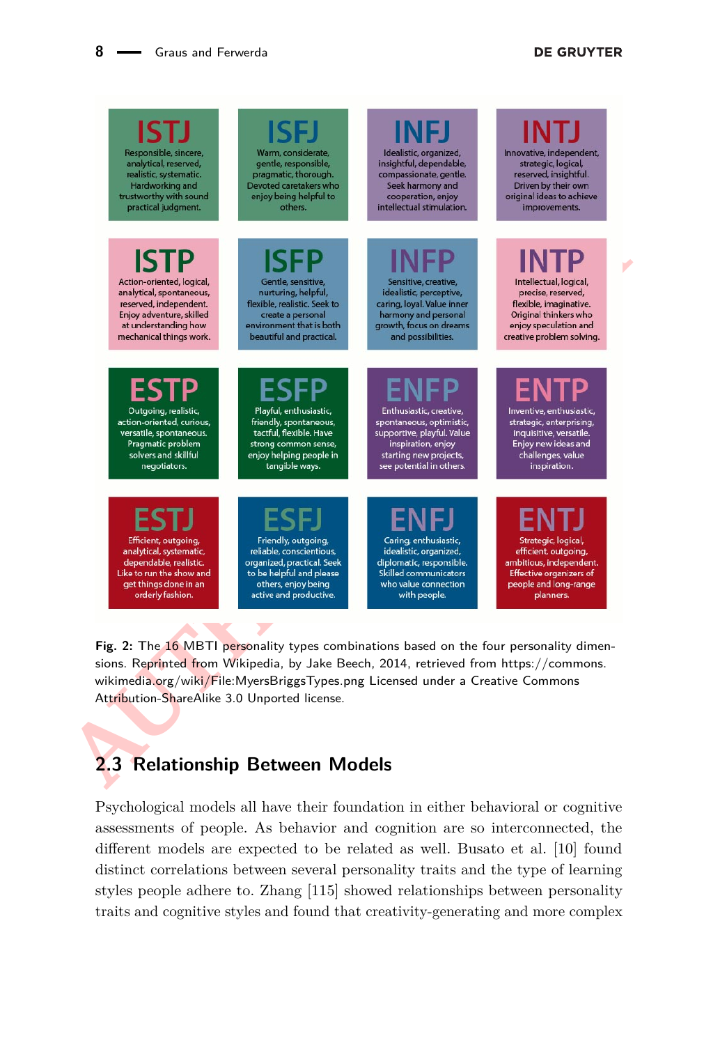| | | | |
|---|---|---|---|
| **ISTJ** Responsible, sincere, analytical, reserved, realistic, systematic. Hardworking and trustworthy with sound practical judgment. | **ISFJ** Warm, considerate, gentle, responsible, pragmatic, thorough. Devoted caretakers who enjoy being helpful to others. | **INFJ** Idealistic, organized, insightful, dependable, compassionate, gentle. Seek harmony and cooperation, enjoy intellectual stimulation. | **INTJ** Innovative, independent, strategic, logical, reserved, insightful. Driven by their own original ideas to achieve improvements. |
| **ISTP** Action-oriented, logical, analytical, spontaneous, reserved, independent. Enjoy adventure, skilled at understanding how mechanical things work. | **ISFP** Gentle, sensitive, nurturing, helpful, flexible, realistic. Seek to create a personal environment that is both beautiful and practical. | **INFP** Sensitive, creative, idealistic, perceptive, caring, loyal. Value inner harmony and personal growth, focus on dreams and possibilities. | **INTP** Intellectual, logical, precise, reserved, flexible, imaginative. Original thinkers who enjoy speculation and creative problem solving. |
| **ESTP** Outgoing, realistic, action-oriented, curious, versatile, spontaneous. Pragmatic problem solvers and skillful negotiators. | **ESFP** Playful, enthusiastic, friendly, spontaneous, tactful, flexible. Have strong common sense, enjoy helping people in tangible ways. | **ENFP** Enthusiastic, creative, spontaneous, optimistic, supportive, playful. Value inspiration, enjoy starting new projects, see potential in others. | **ENTP** Inventive, enthusiastic, strategic, enterprising, inquisitive, versatile. Enjoy new ideas and challenges, value inspiration. |
| **ESTJ** Efficient, outgoing, analytical, systematic, dependable, realistic. Like to run the show and get things done in an orderly fashion. | **ESFJ** Friendly, outgoing, reliable, conscientious, organized, practical. Seek to be helpful and please others, enjoy being active and productive. | **ENFJ** Caring, enthusiastic, idealistic, organized, diplomatic, responsible. Skilled communicators who value connection with people. | **ENTJ** Strategic, logical, efficient, outgoing, ambitious, independent. Effective organizers of people and long-range planners. |

**Fig. 2:** The 16 MBTI personality types combinations based on the four personality dimensions. Reprinted from Wikipedia, by Jake Beech, 2014, retrieved from https://commons.wikimedia.org/wiki/File:MyersBriggsTypes.png Licensed under a Creative Commons Attribution-ShareAlike 3.0 Unported license.

## 2.3 Relationship Between Models

Psychological models all have their foundation in either behavioral or cognitive assessments of people. As behavior and cognition are so interconnected, the different models are expected to be related as well. Busato et al. [10] found distinct correlations between several personality traits and the type of learning styles people adhere to. Zhang [115] showed relationships between personality traits and cognitive styles and found that creativity-generating and more complex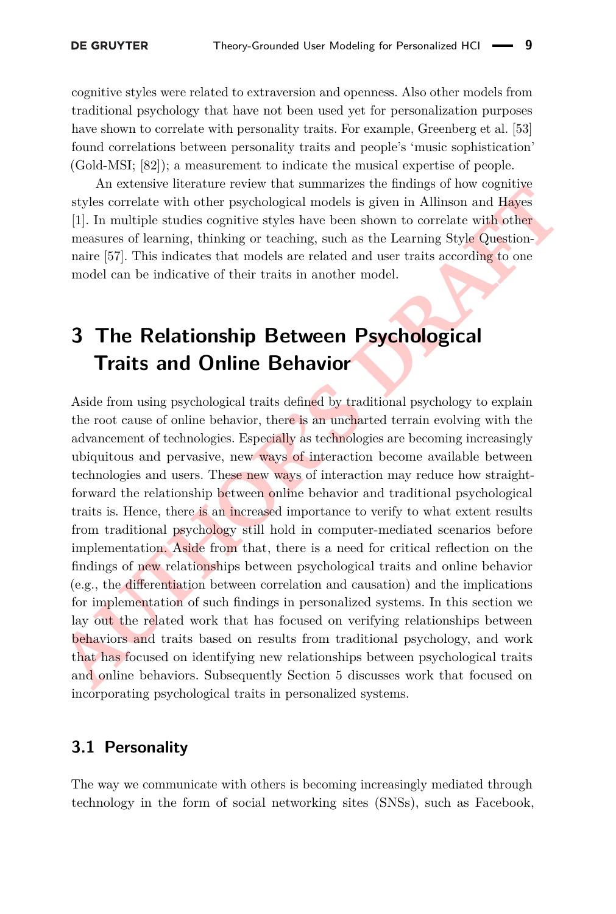cognitive styles were related to extraversion and openness. Also other models from traditional psychology that have not been used yet for personalization purposes have shown to correlate with personality traits. For example, Greenberg et al. [53] found correlations between personality traits and people's 'music sophistication' (Gold-MSI; [82]); a measurement to indicate the musical expertise of people.

An extensive literature review that summarizes the findings of how cognitive styles correlate with other psychological models is given in Allinson and Hayes [1]. In multiple studies cognitive styles have been shown to correlate with other measures of learning, thinking or teaching, such as the Learning Style Questionnaire [57]. This indicates that models are related and user traits according to one model can be indicative of their traits in another model.

# 3 The Relationship Between Psychological Traits and Online Behavior

Aside from using psychological traits defined by traditional psychology to explain the root cause of online behavior, there is an uncharted terrain evolving with the advancement of technologies. Especially as technologies are becoming increasingly ubiquitous and pervasive, new ways of interaction become available between technologies and users. These new ways of interaction may reduce how straightforward the relationship between online behavior and traditional psychological traits is. Hence, there is an increased importance to verify to what extent results from traditional psychology still hold in computer-mediated scenarios before implementation. Aside from that, there is a need for critical reflection on the findings of new relationships between psychological traits and online behavior (e.g., the differentiation between correlation and causation) and the implications for implementation of such findings in personalized systems. In this section we lay out the related work that has focused on verifying relationships between behaviors and traits based on results from traditional psychology, and work that has focused on identifying new relationships between psychological traits and online behaviors. Subsequently Section 5 discusses work that focused on incorporating psychological traits in personalized systems.

## 3.1 Personality

The way we communicate with others is becoming increasingly mediated through technology in the form of social networking sites (SNSs), such as Facebook,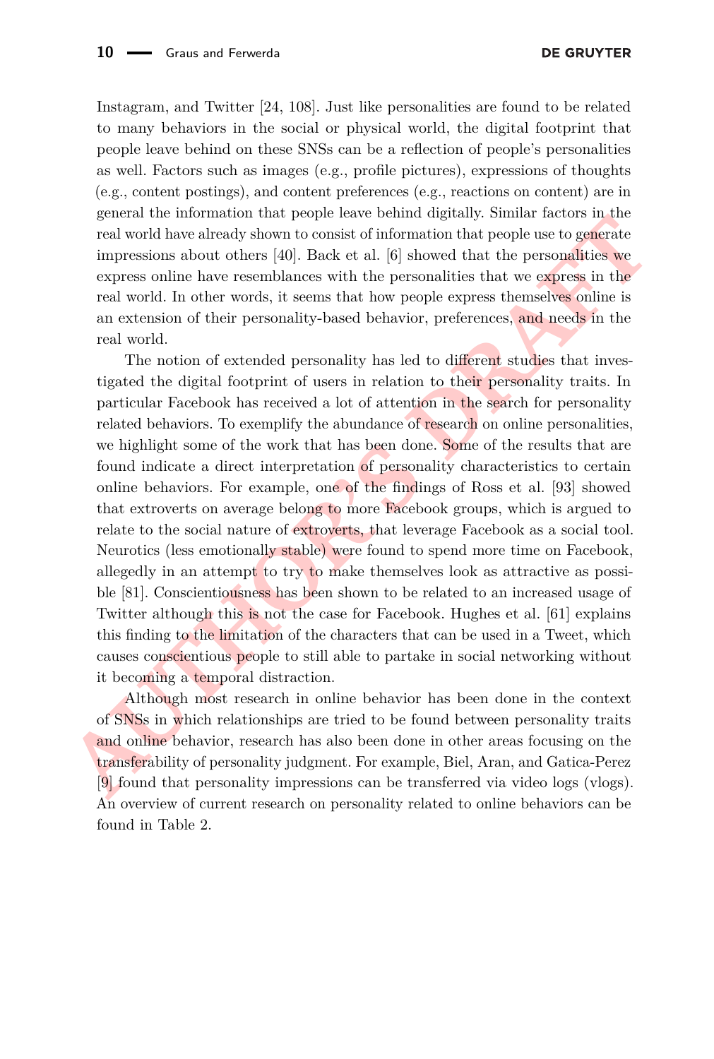Instagram, and Twitter [24, 108]. Just like personalities are found to be related to many behaviors in the social or physical world, the digital footprint that people leave behind on these SNSs can be a reflection of people's personalities as well. Factors such as images (e.g., profile pictures), expressions of thoughts (e.g., content postings), and content preferences (e.g., reactions on content) are in general the information that people leave behind digitally. Similar factors in the real world have already shown to consist of information that people use to generate impressions about others [40]. Back et al. [6] showed that the personalities we express online have resemblances with the personalities that we express in the real world. In other words, it seems that how people express themselves online is an extension of their personality-based behavior, preferences, and needs in the real world.

The notion of extended personality has led to different studies that investigated the digital footprint of users in relation to their personality traits. In particular Facebook has received a lot of attention in the search for personality related behaviors. To exemplify the abundance of research on online personalities, we highlight some of the work that has been done. Some of the results that are found indicate a direct interpretation of personality characteristics to certain online behaviors. For example, one of the findings of Ross et al. [93] showed that extroverts on average belong to more Facebook groups, which is argued to relate to the social nature of extroverts, that leverage Facebook as a social tool. Neurotics (less emotionally stable) were found to spend more time on Facebook, allegedly in an attempt to try to make themselves look as attractive as possible [81]. Conscientiousness has been shown to be related to an increased usage of Twitter although this is not the case for Facebook. Hughes et al. [61] explains this finding to the limitation of the characters that can be used in a Tweet, which causes conscientious people to still able to partake in social networking without it becoming a temporal distraction.

Although most research in online behavior has been done in the context of SNSs in which relationships are tried to be found between personality traits and online behavior, research has also been done in other areas focusing on the transferability of personality judgment. For example, Biel, Aran, and Gatica-Perez [9] found that personality impressions can be transferred via video logs (vlogs). An overview of current research on personality related to online behaviors can be found in Table 2.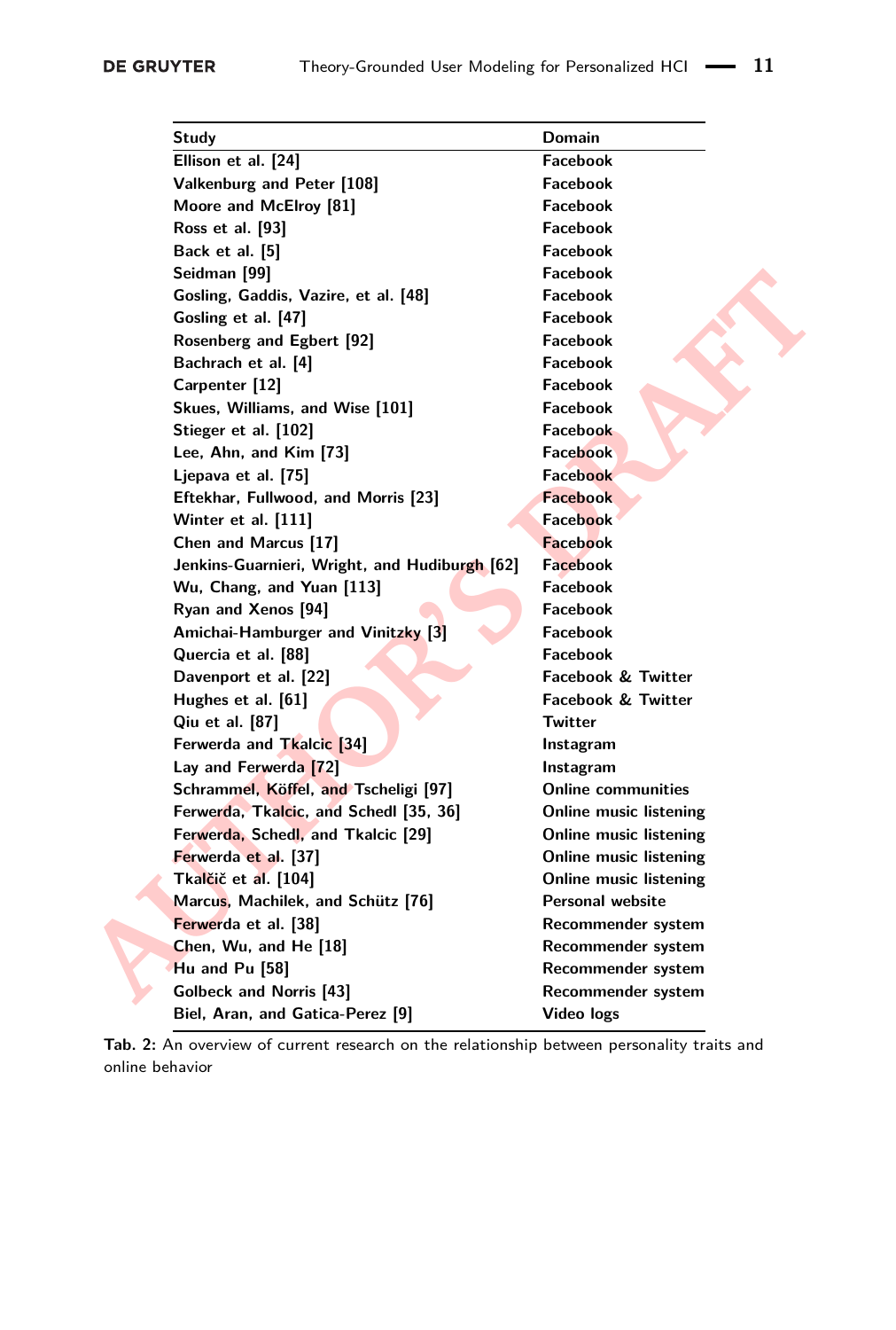| Study | Domain |
|---|---|
| Ellison et al. [24] | Facebook |
| Valkenburg and Peter [108] | Facebook |
| Moore and McElroy [81] | Facebook |
| Ross et al. [93] | Facebook |
| Back et al. [5] | Facebook |
| Seidman [99] | Facebook |
| Gosling, Gaddis, Vazire, et al. [48] | Facebook |
| Gosling et al. [47] | Facebook |
| Rosenberg and Egbert [92] | Facebook |
| Bachrach et al. [4] | Facebook |
| Carpenter [12] | Facebook |
| Skues, Williams, and Wise [101] | Facebook |
| Stieger et al. [102] | Facebook |
| Lee, Ahn, and Kim [73] | Facebook |
| Ljepava et al. [75] | Facebook |
| Eftekhar, Fullwood, and Morris [23] | Facebook |
| Winter et al. [111] | Facebook |
| Chen and Marcus [17] | Facebook |
| Jenkins-Guarnieri, Wright, and Hudiburgh [62] | Facebook |
| Wu, Chang, and Yuan [113] | Facebook |
| Ryan and Xenos [94] | Facebook |
| Amichai-Hamburger and Vinitzky [3] | Facebook |
| Quercia et al. [88] | Facebook |
| Davenport et al. [22] | Facebook & Twitter |
| Hughes et al. [61] | Facebook & Twitter |
| Qiu et al. [87] | Twitter |
| Ferwerda and Tkalcic [34] | Instagram |
| Lay and Ferwerda [72] | Instagram |
| Schrammel, Köffel, and Tscheligi [97] | Online communities |
| Ferwerda, Tkalcic, and Schedl [35, 36] | Online music listening |
| Ferwerda, Schedl, and Tkalcic [29] | Online music listening |
| Ferwerda et al. [37] | Online music listening |
| Tkalčič et al. [104] | Online music listening |
| Marcus, Machilek, and Schütz [76] | Personal website |
| Ferwerda et al. [38] | Recommender system |
| Chen, Wu, and He [18] | Recommender system |
| Hu and Pu [58] | Recommender system |
| Golbeck and Norris [43] | Recommender system |
| Biel, Aran, and Gatica-Perez [9] | Video logs |

**Tab. 2:** An overview of current research on the relationship between personality traits and online behavior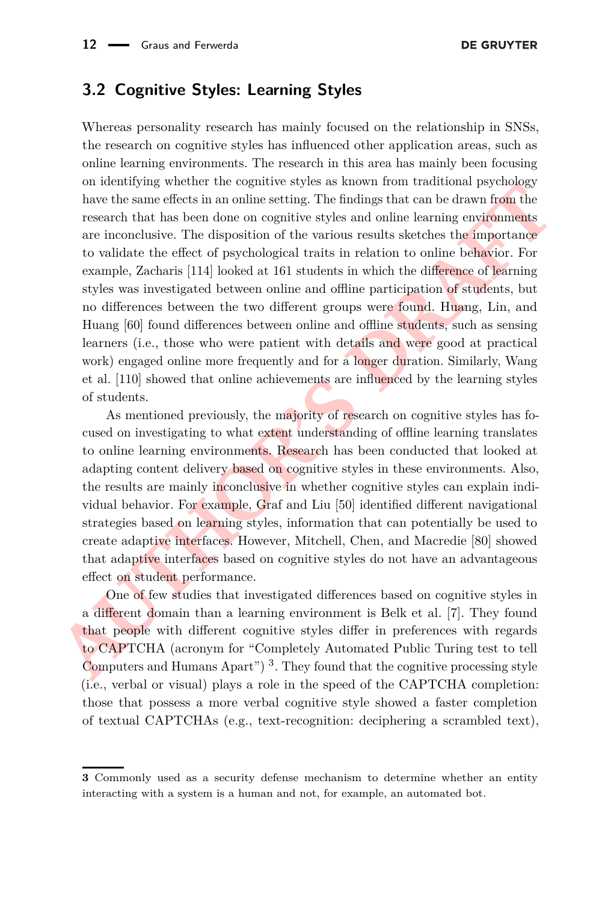### 3.2 Cognitive Styles: Learning Styles

Whereas personality research has mainly focused on the relationship in SNSs, the research on cognitive styles has influenced other application areas, such as online learning environments. The research in this area has mainly been focusing on identifying whether the cognitive styles as known from traditional psychology have the same effects in an online setting. The findings that can be drawn from the research that has been done on cognitive styles and online learning environments are inconclusive. The disposition of the various results sketches the importance to validate the effect of psychological traits in relation to online behavior. For example, Zacharis [114] looked at 161 students in which the difference of learning styles was investigated between online and offline participation of students, but no differences between the two different groups were found. Huang, Lin, and Huang [60] found differences between online and offline students, such as sensing learners (i.e., those who were patient with details and were good at practical work) engaged online more frequently and for a longer duration. Similarly, Wang et al. [110] showed that online achievements are influenced by the learning styles of students.

As mentioned previously, the majority of research on cognitive styles has focused on investigating to what extent understanding of offline learning translates to online learning environments. Research has been conducted that looked at adapting content delivery based on cognitive styles in these environments. Also, the results are mainly inconclusive in whether cognitive styles can explain individual behavior. For example, Graf and Liu [50] identified different navigational strategies based on learning styles, information that can potentially be used to create adaptive interfaces. However, Mitchell, Chen, and Macredie [80] showed that adaptive interfaces based on cognitive styles do not have an advantageous effect on student performance.

One of few studies that investigated differences based on cognitive styles in a different domain than a learning environment is Belk et al. [7]. They found that people with different cognitive styles differ in preferences with regards to CAPTCHA (acronym for "Completely Automated Public Turing test to tell Computers and Humans Apart") [3]. They found that the cognitive processing style (i.e., verbal or visual) plays a role in the speed of the CAPTCHA completion: those that possess a more verbal cognitive style showed a faster completion of textual CAPTCHAs (e.g., text-recognition: deciphering a scrambled text),

[3] Commonly used as a security defense mechanism to determine whether an entity interacting with a system is a human and not, for example, an automated bot.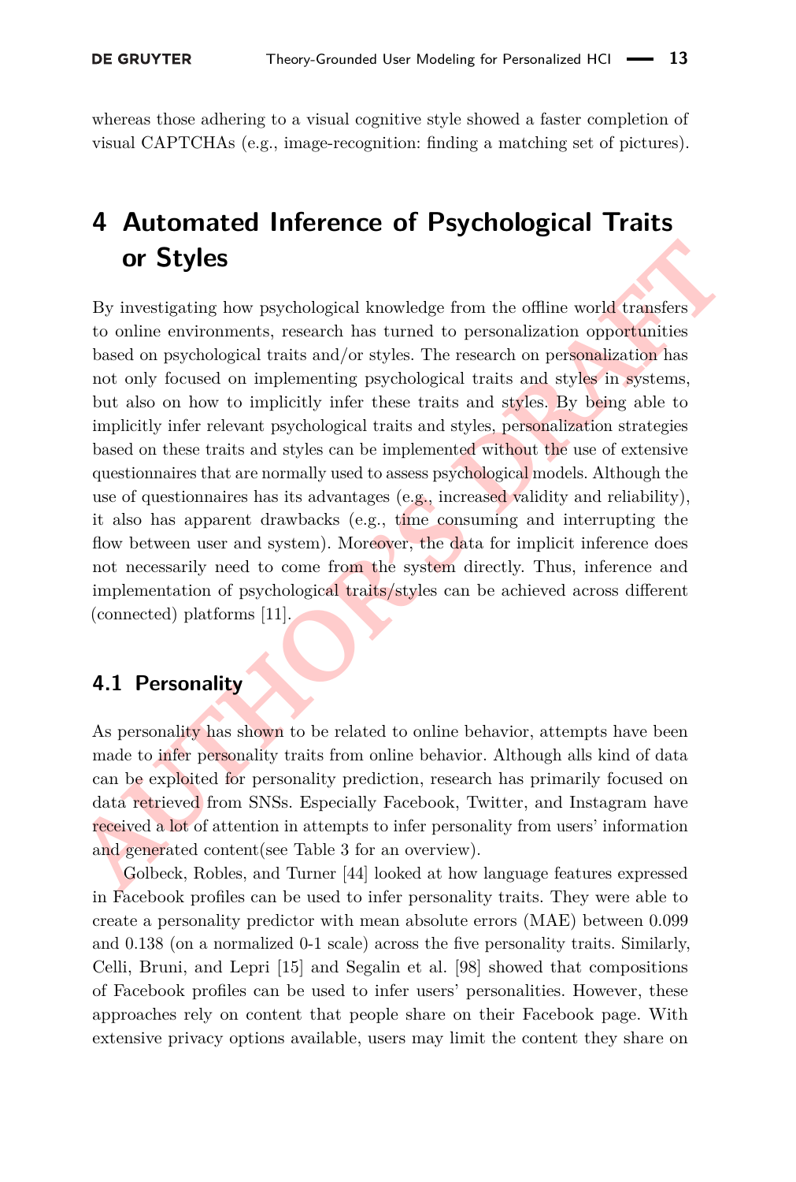whereas those adhering to a visual cognitive style showed a faster completion of visual CAPTCHAs (e.g., image-recognition: finding a matching set of pictures).

# 4 Automated Inference of Psychological Traits or Styles

By investigating how psychological knowledge from the offline world transfers to online environments, research has turned to personalization opportunities based on psychological traits and/or styles. The research on personalization has not only focused on implementing psychological traits and styles in systems, but also on how to implicitly infer these traits and styles. By being able to implicitly infer relevant psychological traits and styles, personalization strategies based on these traits and styles can be implemented without the use of extensive questionnaires that are normally used to assess psychological models. Although the use of questionnaires has its advantages (e.g., increased validity and reliability), it also has apparent drawbacks (e.g., time consuming and interrupting the flow between user and system). Moreover, the data for implicit inference does not necessarily need to come from the system directly. Thus, inference and implementation of psychological traits/styles can be achieved across different (connected) platforms [11].

## 4.1 Personality

As personality has shown to be related to online behavior, attempts have been made to infer personality traits from online behavior. Although alls kind of data can be exploited for personality prediction, research has primarily focused on data retrieved from SNSs. Especially Facebook, Twitter, and Instagram have received a lot of attention in attempts to infer personality from users' information and generated content(see Table 3 for an overview).

Golbeck, Robles, and Turner [44] looked at how language features expressed in Facebook profiles can be used to infer personality traits. They were able to create a personality predictor with mean absolute errors (MAE) between 0.099 and 0.138 (on a normalized 0-1 scale) across the five personality traits. Similarly, Celli, Bruni, and Lepri [15] and Segalin et al. [98] showed that compositions of Facebook profiles can be used to infer users' personalities. However, these approaches rely on content that people share on their Facebook page. With extensive privacy options available, users may limit the content they share on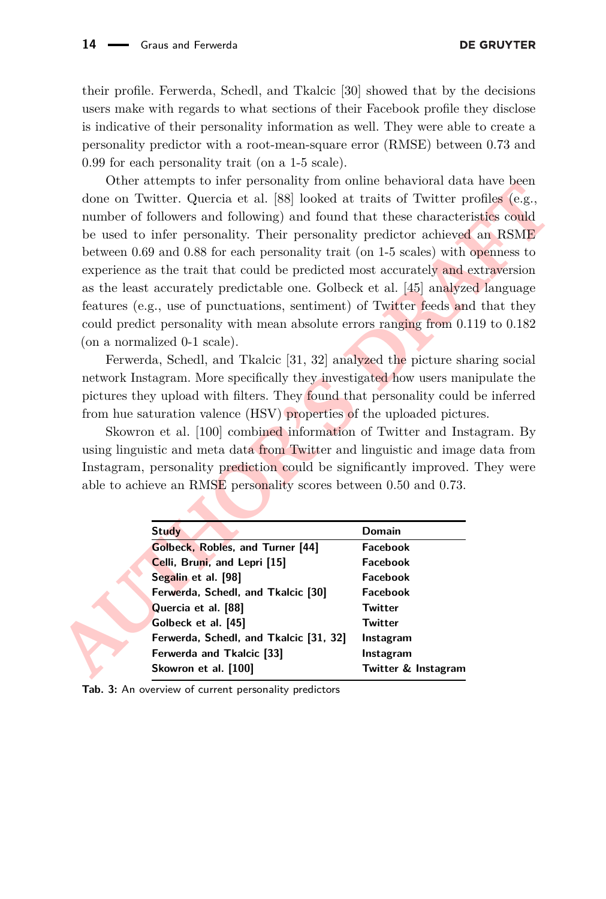their profile. Ferwerda, Schedl, and Tkalcic [30] showed that by the decisions users make with regards to what sections of their Facebook profile they disclose is indicative of their personality information as well. They were able to create a personality predictor with a root-mean-square error (RMSE) between 0.73 and 0.99 for each personality trait (on a 1-5 scale).

Other attempts to infer personality from online behavioral data have been done on Twitter. Quercia et al. [88] looked at traits of Twitter profiles (e.g., number of followers and following) and found that these characteristics could be used to infer personality. Their personality predictor achieved an RSME between 0.69 and 0.88 for each personality trait (on 1-5 scales) with openness to experience as the trait that could be predicted most accurately and extraversion as the least accurately predictable one. Golbeck et al. [45] analyzed language features (e.g., use of punctuations, sentiment) of Twitter feeds and that they could predict personality with mean absolute errors ranging from 0.119 to 0.182 (on a normalized 0-1 scale).

Ferwerda, Schedl, and Tkalcic [31, 32] analyzed the picture sharing social network Instagram. More specifically they investigated how users manipulate the pictures they upload with filters. They found that personality could be inferred from hue saturation valence (HSV) properties of the uploaded pictures.

Skowron et al. [100] combined information of Twitter and Instagram. By using linguistic and meta data from Twitter and linguistic and image data from Instagram, personality prediction could be significantly improved. They were able to achieve an RMSE personality scores between 0.50 and 0.73.

| Study | Domain |
|---|---|
| Golbeck, Robles, and Turner [44] | Facebook |
| Celli, Bruni, and Lepri [15] | Facebook |
| Segalin et al. [98] | Facebook |
| Ferwerda, Schedl, and Tkalcic [30] | Facebook |
| Quercia et al. [88] | Twitter |
| Golbeck et al. [45] | Twitter |
| Ferwerda, Schedl, and Tkalcic [31, 32] | Instagram |
| Ferwerda and Tkalcic [33] | Instagram |
| Skowron et al. [100] | Twitter & Instagram |

**Tab. 3:** An overview of current personality predictors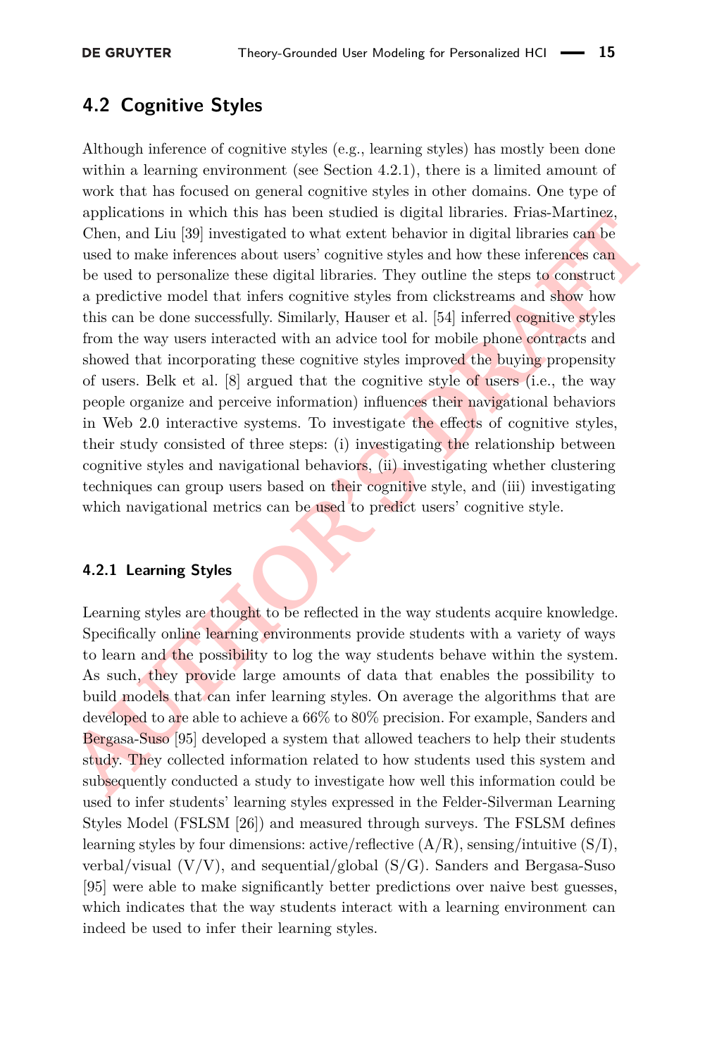## 4.2 Cognitive Styles

Although inference of cognitive styles (e.g., learning styles) has mostly been done within a learning environment (see Section 4.2.1), there is a limited amount of work that has focused on general cognitive styles in other domains. One type of applications in which this has been studied is digital libraries. Frias-Martinez, Chen, and Liu [39] investigated to what extent behavior in digital libraries can be used to make inferences about users' cognitive styles and how these inferences can be used to personalize these digital libraries. They outline the steps to construct a predictive model that infers cognitive styles from clickstreams and show how this can be done successfully. Similarly, Hauser et al. [54] inferred cognitive styles from the way users interacted with an advice tool for mobile phone contracts and showed that incorporating these cognitive styles improved the buying propensity of users. Belk et al. [8] argued that the cognitive style of users (i.e., the way people organize and perceive information) influences their navigational behaviors in Web 2.0 interactive systems. To investigate the effects of cognitive styles, their study consisted of three steps: (i) investigating the relationship between cognitive styles and navigational behaviors, (ii) investigating whether clustering techniques can group users based on their cognitive style, and (iii) investigating which navigational metrics can be used to predict users' cognitive style.

### 4.2.1 Learning Styles

Learning styles are thought to be reflected in the way students acquire knowledge. Specifically online learning environments provide students with a variety of ways to learn and the possibility to log the way students behave within the system. As such, they provide large amounts of data that enables the possibility to build models that can infer learning styles. On average the algorithms that are developed to are able to achieve a 66% to 80% precision. For example, Sanders and Bergasa-Suso [95] developed a system that allowed teachers to help their students study. They collected information related to how students used this system and subsequently conducted a study to investigate how well this information could be used to infer students' learning styles expressed in the Felder-Silverman Learning Styles Model (FSLSM [26]) and measured through surveys. The FSLSM defines learning styles by four dimensions: active/reflective (A/R), sensing/intuitive (S/I), verbal/visual (V/V), and sequential/global (S/G). Sanders and Bergasa-Suso [95] were able to make significantly better predictions over naive best guesses, which indicates that the way students interact with a learning environment can indeed be used to infer their learning styles.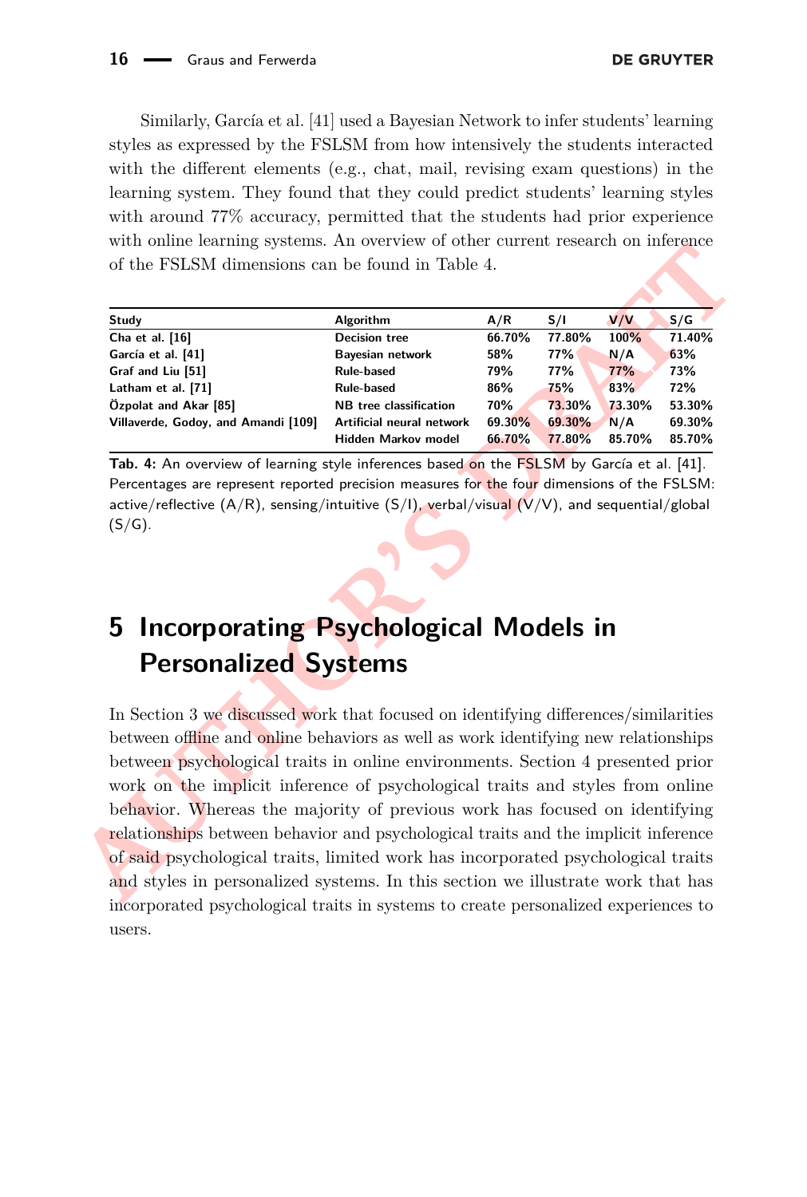Similarly, García et al. [41] used a Bayesian Network to infer students' learning styles as expressed by the FSLSM from how intensively the students interacted with the different elements (e.g., chat, mail, revising exam questions) in the learning system. They found that they could predict students' learning styles with around 77% accuracy, permitted that the students had prior experience with online learning systems. An overview of other current research on inference of the FSLSM dimensions can be found in Table 4.

| Study | Algorithm | A/R | S/I | V/V | S/G |
|---|---|---|---|---|---|
| Cha et al. [16] | Decision tree | 66.70% | 77.80% | 100% | 71.40% |
| García et al. [41] | Bayesian network | 58% | 77% | N/A | 63% |
| Graf and Liu [51] | Rule-based | 79% | 77% | 77% | 73% |
| Latham et al. [71] | Rule-based | 86% | 75% | 83% | 72% |
| Özpolat and Akar [85] | NB tree classification | 70% | 73.30% | 73.30% | 53.30% |
| Villaverde, Godoy, and Amandi [109] | Artificial neural network | 69.30% | 69.30% | N/A | 69.30% |
| | Hidden Markov model | 66.70% | 77.80% | 85.70% | 85.70% |

**Tab. 4:** An overview of learning style inferences based on the FSLSM by García et al. [41]. Percentages are represent reported precision measures for the four dimensions of the FSLSM: active/reflective (A/R), sensing/intuitive (S/I), verbal/visual (V/V), and sequential/global (S/G).

# 5 Incorporating Psychological Models in Personalized Systems

In Section 3 we discussed work that focused on identifying differences/similarities between offline and online behaviors as well as work identifying new relationships between psychological traits in online environments. Section 4 presented prior work on the implicit inference of psychological traits and styles from online behavior. Whereas the majority of previous work has focused on identifying relationships between behavior and psychological traits and the implicit inference of said psychological traits, limited work has incorporated psychological traits and styles in personalized systems. In this section we illustrate work that has incorporated psychological traits in systems to create personalized experiences to users.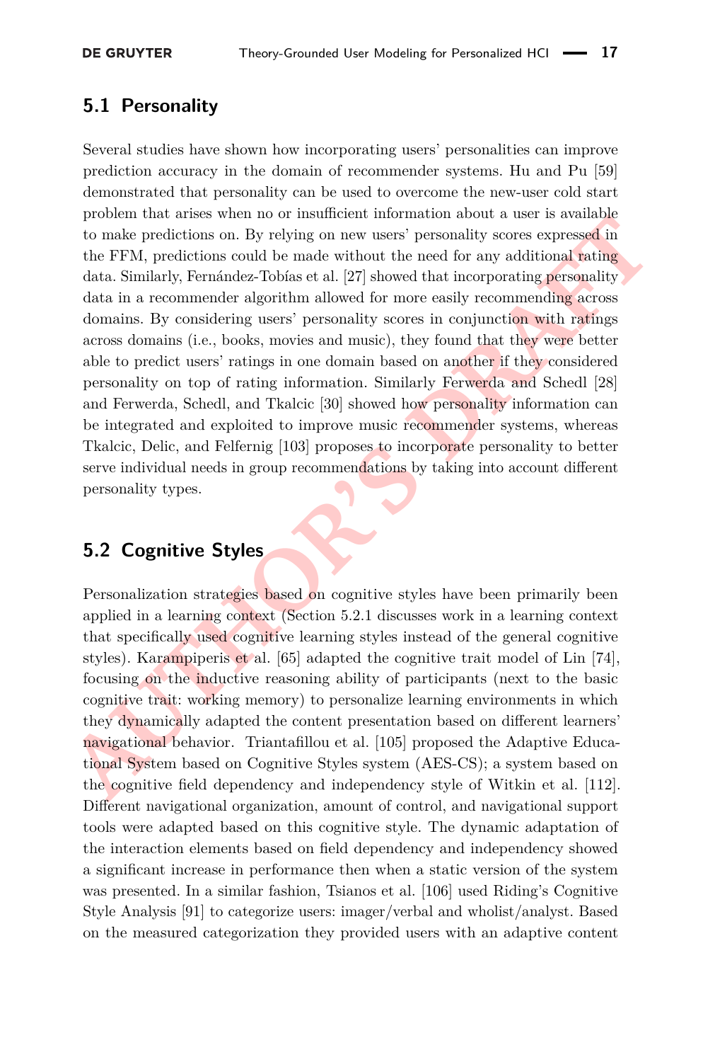## 5.1 Personality

Several studies have shown how incorporating users' personalities can improve prediction accuracy in the domain of recommender systems. Hu and Pu [59] demonstrated that personality can be used to overcome the new-user cold start problem that arises when no or insufficient information about a user is available to make predictions on. By relying on new users' personality scores expressed in the FFM, predictions could be made without the need for any additional rating data. Similarly, Fernández-Tobías et al. [27] showed that incorporating personality data in a recommender algorithm allowed for more easily recommending across domains. By considering users' personality scores in conjunction with ratings across domains (i.e., books, movies and music), they found that they were better able to predict users' ratings in one domain based on another if they considered personality on top of rating information. Similarly Ferwerda and Schedl [28] and Ferwerda, Schedl, and Tkalcic [30] showed how personality information can be integrated and exploited to improve music recommender systems, whereas Tkalcic, Delic, and Felfernig [103] proposes to incorporate personality to better serve individual needs in group recommendations by taking into account different personality types.

## 5.2 Cognitive Styles

Personalization strategies based on cognitive styles have been primarily been applied in a learning context (Section 5.2.1 discusses work in a learning context that specifically used cognitive learning styles instead of the general cognitive styles). Karampiperis et al. [65] adapted the cognitive trait model of Lin [74], focusing on the inductive reasoning ability of participants (next to the basic cognitive trait: working memory) to personalize learning environments in which they dynamically adapted the content presentation based on different learners' navigational behavior. Triantafillou et al. [105] proposed the Adaptive Educational System based on Cognitive Styles system (AES-CS); a system based on the cognitive field dependency and independency style of Witkin et al. [112]. Different navigational organization, amount of control, and navigational support tools were adapted based on this cognitive style. The dynamic adaptation of the interaction elements based on field dependency and independency showed a significant increase in performance then when a static version of the system was presented. In a similar fashion, Tsianos et al. [106] used Riding's Cognitive Style Analysis [91] to categorize users: imager/verbal and wholist/analyst. Based on the measured categorization they provided users with an adaptive content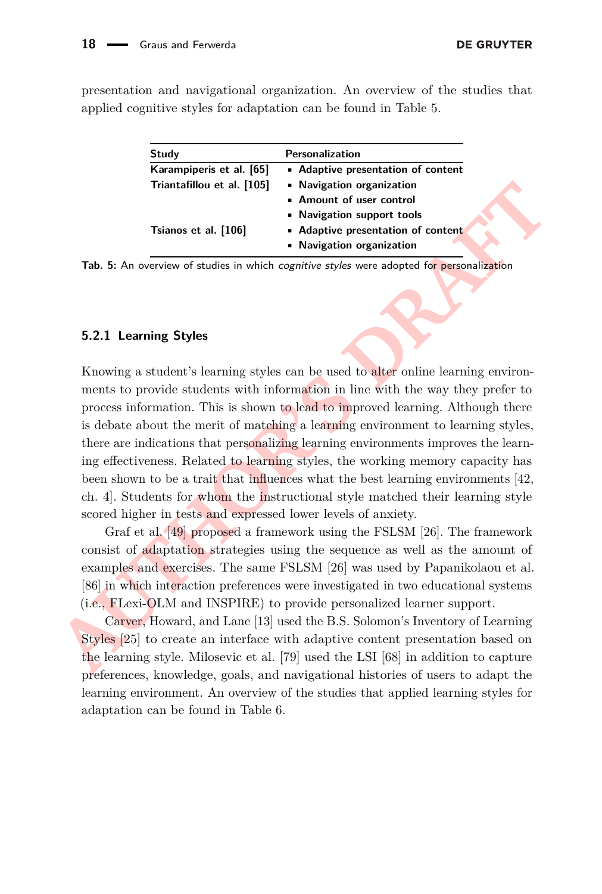presentation and navigational organization. An overview of the studies that applied cognitive styles for adaptation can be found in Table 5.

| Study | Personalization |
|---|---|
| Karampiperis et al. [65] | ▪ Adaptive presentation of content |
| Triantafillou et al. [105] | ▪ Navigation organization<br>▪ Amount of user control<br>▪ Navigation support tools |
| Tsianos et al. [106] | ▪ Adaptive presentation of content<br>▪ Navigation organization |

**Tab. 5:** An overview of studies in which *cognitive styles* were adopted for personalization

### 5.2.1 Learning Styles

Knowing a student's learning styles can be used to alter online learning environments to provide students with information in line with the way they prefer to process information. This is shown to lead to improved learning. Although there is debate about the merit of matching a learning environment to learning styles, there are indications that personalizing learning environments improves the learning effectiveness. Related to learning styles, the working memory capacity has been shown to be a trait that influences what the best learning environments [42, ch. 4]. Students for whom the instructional style matched their learning style scored higher in tests and expressed lower levels of anxiety.

Graf et al. [49] proposed a framework using the FSLSM [26]. The framework consist of adaptation strategies using the sequence as well as the amount of examples and exercises. The same FSLSM [26] was used by Papanikolaou et al. [86] in which interaction preferences were investigated in two educational systems (i.e., FLexi-OLM and INSPIRE) to provide personalized learner support.

Carver, Howard, and Lane [13] used the B.S. Solomon's Inventory of Learning Styles [25] to create an interface with adaptive content presentation based on the learning style. Milosevic et al. [79] used the LSI [68] in addition to capture preferences, knowledge, goals, and navigational histories of users to adapt the learning environment. An overview of the studies that applied learning styles for adaptation can be found in Table 6.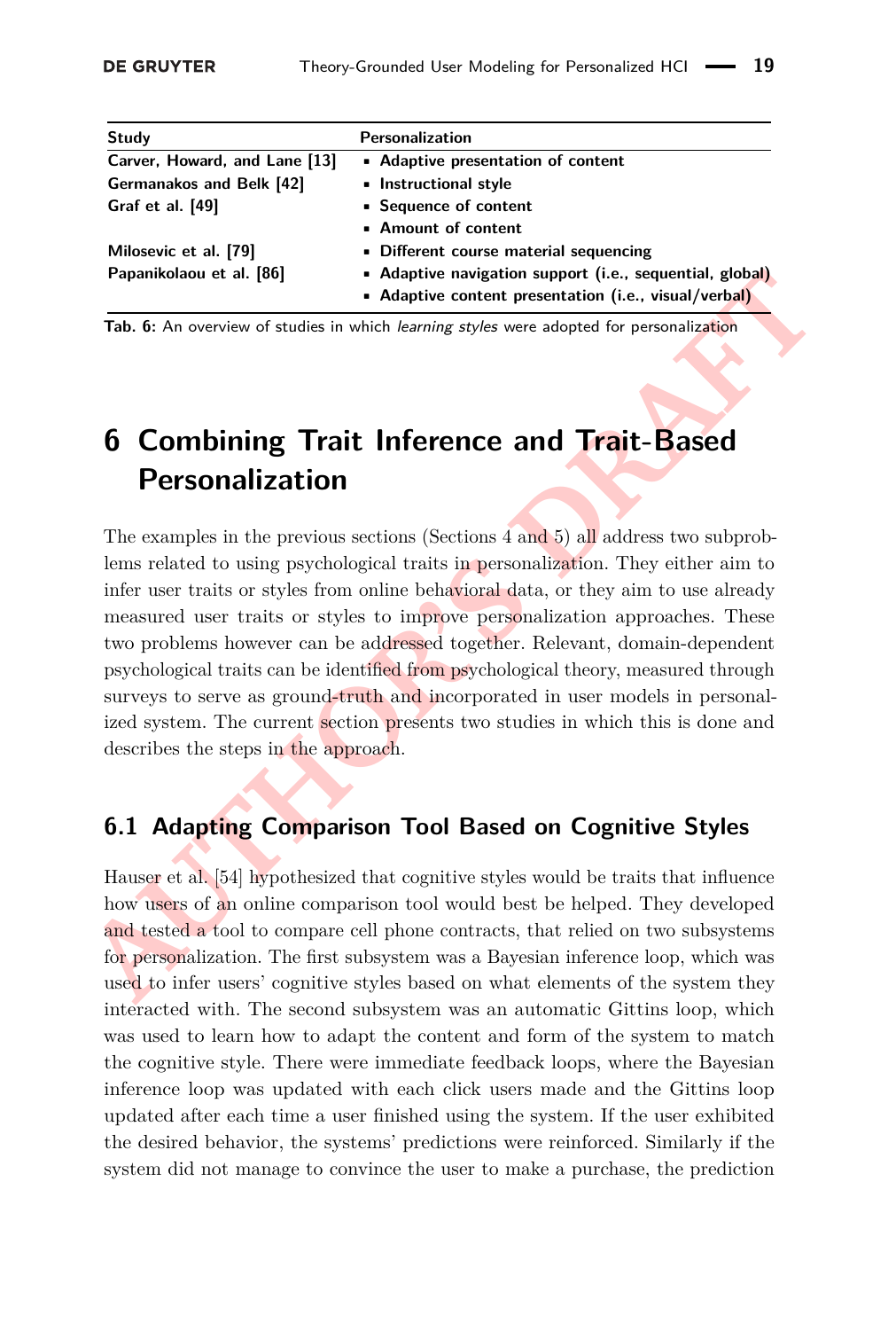| Study | Personalization |
|---|---|
| Carver, Howard, and Lane [13] | ▪ Adaptive presentation of content |
| Germanakos and Belk [42] | ▪ Instructional style |
| Graf et al. [49] | ▪ Sequence of content<br>▪ Amount of content |
| Milosevic et al. [79] | ▪ Different course material sequencing |
| Papanikolaou et al. [86] | ▪ Adaptive navigation support (i.e., sequential, global)<br>▪ Adaptive content presentation (i.e., visual/verbal) |

**Tab. 6:** An overview of studies in which *learning styles* were adopted for personalization

# 6 Combining Trait Inference and Trait-Based Personalization

The examples in the previous sections (Sections 4 and 5) all address two subproblems related to using psychological traits in personalization. They either aim to infer user traits or styles from online behavioral data, or they aim to use already measured user traits or styles to improve personalization approaches. These two problems however can be addressed together. Relevant, domain-dependent psychological traits can be identified from psychological theory, measured through surveys to serve as ground-truth and incorporated in user models in personalized system. The current section presents two studies in which this is done and describes the steps in the approach.

## 6.1 Adapting Comparison Tool Based on Cognitive Styles

Hauser et al. [54] hypothesized that cognitive styles would be traits that influence how users of an online comparison tool would best be helped. They developed and tested a tool to compare cell phone contracts, that relied on two subsystems for personalization. The first subsystem was a Bayesian inference loop, which was used to infer users' cognitive styles based on what elements of the system they interacted with. The second subsystem was an automatic Gittins loop, which was used to learn how to adapt the content and form of the system to match the cognitive style. There were immediate feedback loops, where the Bayesian inference loop was updated with each click users made and the Gittins loop updated after each time a user finished using the system. If the user exhibited the desired behavior, the systems' predictions were reinforced. Similarly if the system did not manage to convince the user to make a purchase, the prediction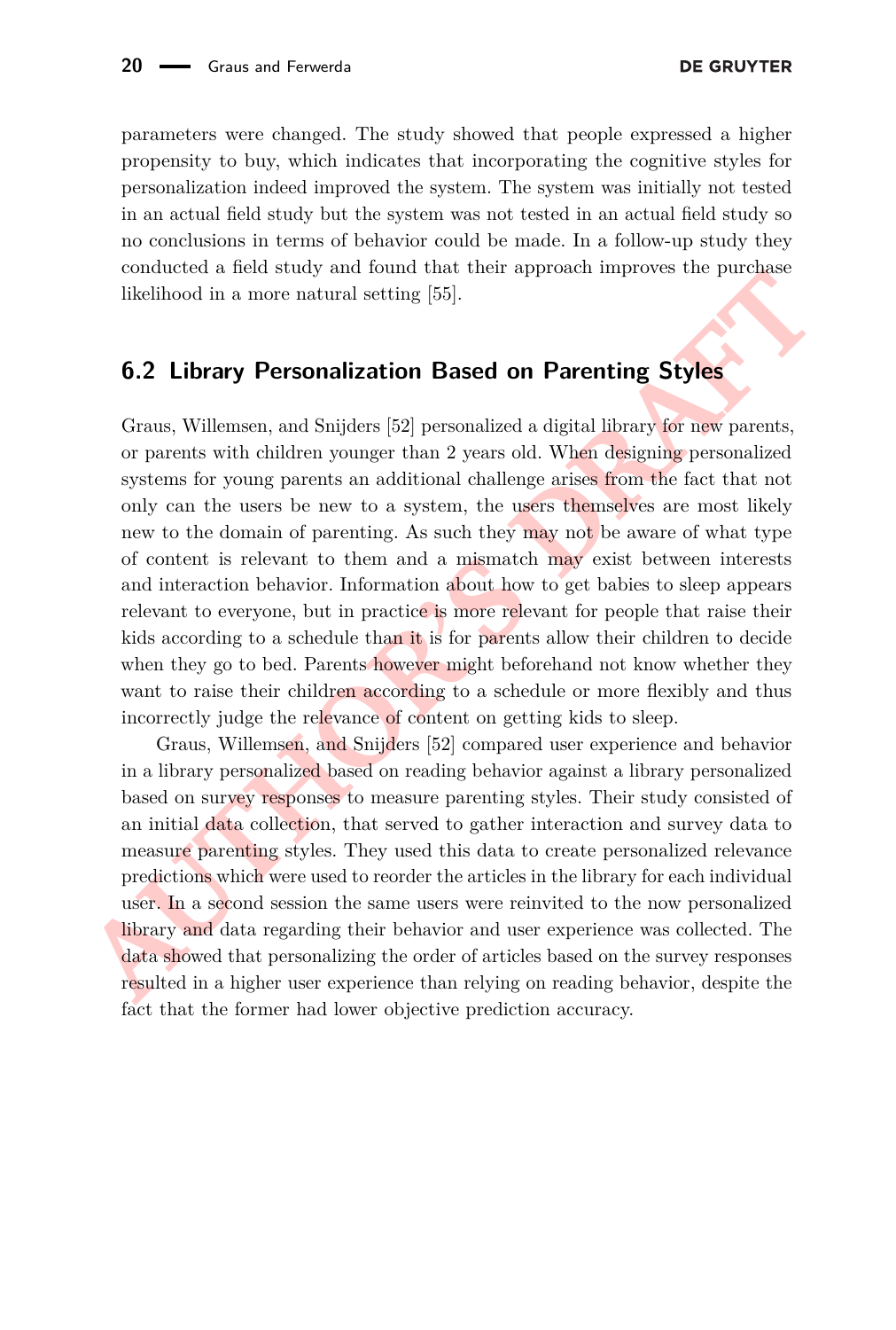parameters were changed. The study showed that people expressed a higher propensity to buy, which indicates that incorporating the cognitive styles for personalization indeed improved the system. The system was initially not tested in an actual field study but the system was not tested in an actual field study so no conclusions in terms of behavior could be made. In a follow-up study they conducted a field study and found that their approach improves the purchase likelihood in a more natural setting [55].

## 6.2 Library Personalization Based on Parenting Styles

Graus, Willemsen, and Snijders [52] personalized a digital library for new parents, or parents with children younger than 2 years old. When designing personalized systems for young parents an additional challenge arises from the fact that not only can the users be new to a system, the users themselves are most likely new to the domain of parenting. As such they may not be aware of what type of content is relevant to them and a mismatch may exist between interests and interaction behavior. Information about how to get babies to sleep appears relevant to everyone, but in practice is more relevant for people that raise their kids according to a schedule than it is for parents allow their children to decide when they go to bed. Parents however might beforehand not know whether they want to raise their children according to a schedule or more flexibly and thus incorrectly judge the relevance of content on getting kids to sleep.

Graus, Willemsen, and Snijders [52] compared user experience and behavior in a library personalized based on reading behavior against a library personalized based on survey responses to measure parenting styles. Their study consisted of an initial data collection, that served to gather interaction and survey data to measure parenting styles. They used this data to create personalized relevance predictions which were used to reorder the articles in the library for each individual user. In a second session the same users were reinvited to the now personalized library and data regarding their behavior and user experience was collected. The data showed that personalizing the order of articles based on the survey responses resulted in a higher user experience than relying on reading behavior, despite the fact that the former had lower objective prediction accuracy.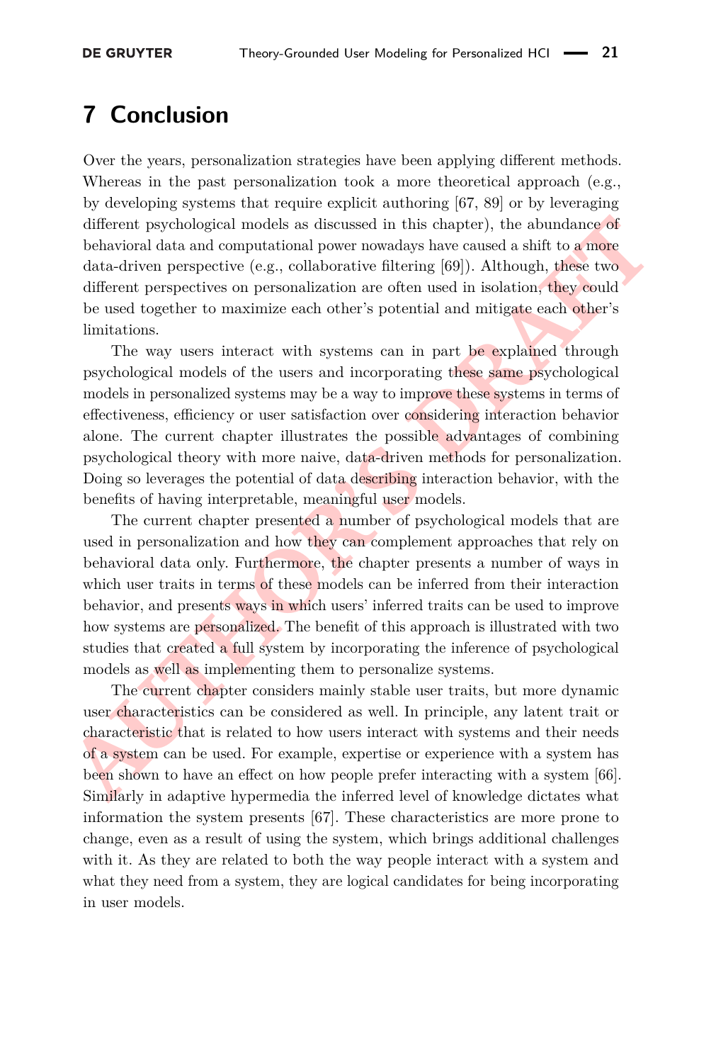# 7 Conclusion

Over the years, personalization strategies have been applying different methods. Whereas in the past personalization took a more theoretical approach (e.g., by developing systems that require explicit authoring [67, 89] or by leveraging different psychological models as discussed in this chapter), the abundance of behavioral data and computational power nowadays have caused a shift to a more data-driven perspective (e.g., collaborative filtering [69]). Although, these two different perspectives on personalization are often used in isolation, they could be used together to maximize each other's potential and mitigate each other's limitations.

The way users interact with systems can in part be explained through psychological models of the users and incorporating these same psychological models in personalized systems may be a way to improve these systems in terms of effectiveness, efficiency or user satisfaction over considering interaction behavior alone. The current chapter illustrates the possible advantages of combining psychological theory with more naive, data-driven methods for personalization. Doing so leverages the potential of data describing interaction behavior, with the benefits of having interpretable, meaningful user models.

The current chapter presented a number of psychological models that are used in personalization and how they can complement approaches that rely on behavioral data only. Furthermore, the chapter presents a number of ways in which user traits in terms of these models can be inferred from their interaction behavior, and presents ways in which users' inferred traits can be used to improve how systems are personalized. The benefit of this approach is illustrated with two studies that created a full system by incorporating the inference of psychological models as well as implementing them to personalize systems.

The current chapter considers mainly stable user traits, but more dynamic user characteristics can be considered as well. In principle, any latent trait or characteristic that is related to how users interact with systems and their needs of a system can be used. For example, expertise or experience with a system has been shown to have an effect on how people prefer interacting with a system [66]. Similarly in adaptive hypermedia the inferred level of knowledge dictates what information the system presents [67]. These characteristics are more prone to change, even as a result of using the system, which brings additional challenges with it. As they are related to both the way people interact with a system and what they need from a system, they are logical candidates for being incorporating in user models.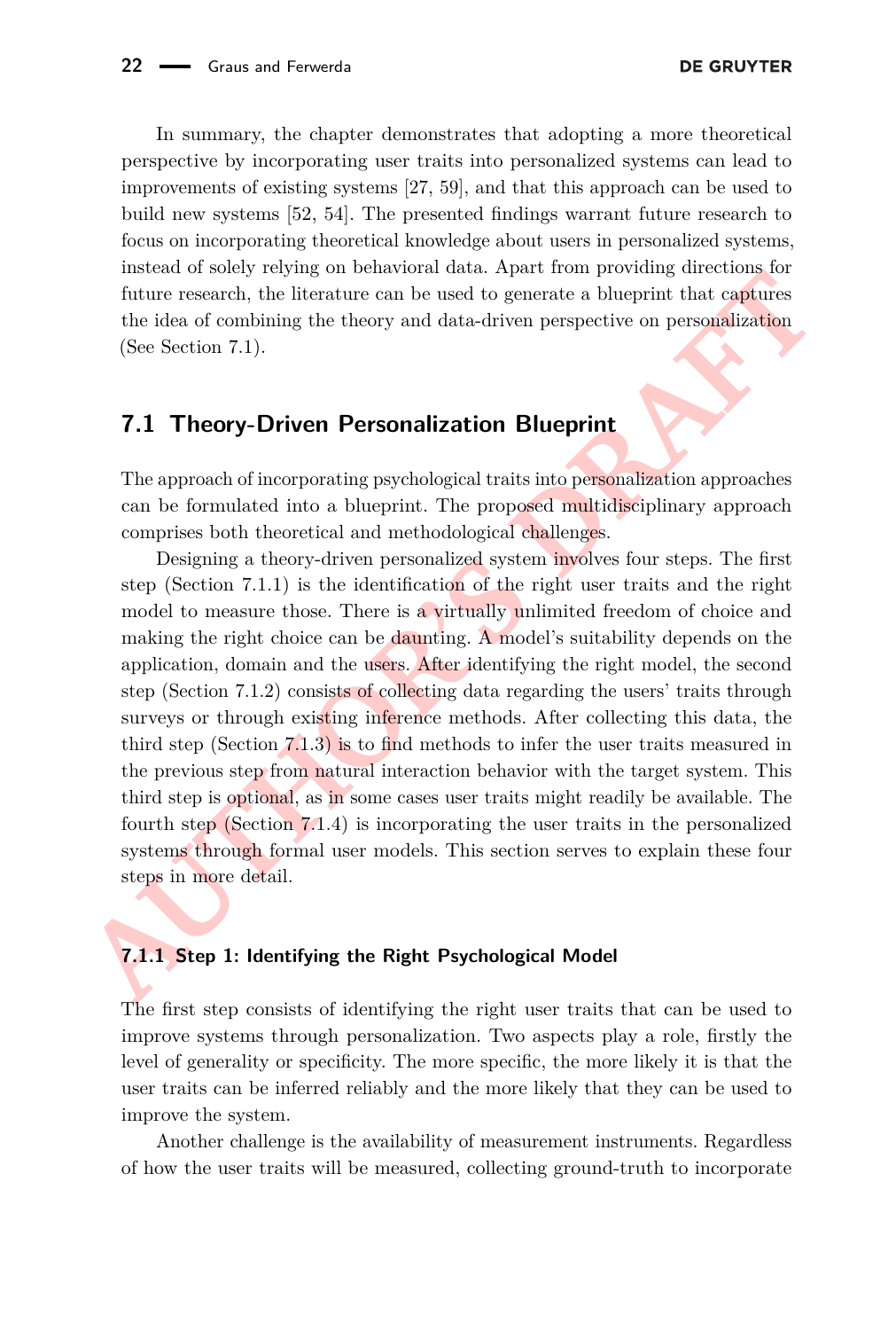In summary, the chapter demonstrates that adopting a more theoretical perspective by incorporating user traits into personalized systems can lead to improvements of existing systems [27, 59], and that this approach can be used to build new systems [52, 54]. The presented findings warrant future research to focus on incorporating theoretical knowledge about users in personalized systems, instead of solely relying on behavioral data. Apart from providing directions for future research, the literature can be used to generate a blueprint that captures the idea of combining the theory and data-driven perspective on personalization (See Section 7.1).

## 7.1 Theory-Driven Personalization Blueprint

The approach of incorporating psychological traits into personalization approaches can be formulated into a blueprint. The proposed multidisciplinary approach comprises both theoretical and methodological challenges.

Designing a theory-driven personalized system involves four steps. The first step (Section 7.1.1) is the identification of the right user traits and the right model to measure those. There is a virtually unlimited freedom of choice and making the right choice can be daunting. A model's suitability depends on the application, domain and the users. After identifying the right model, the second step (Section 7.1.2) consists of collecting data regarding the users' traits through surveys or through existing inference methods. After collecting this data, the third step (Section 7.1.3) is to find methods to infer the user traits measured in the previous step from natural interaction behavior with the target system. This third step is optional, as in some cases user traits might readily be available. The fourth step (Section 7.1.4) is incorporating the user traits in the personalized systems through formal user models. This section serves to explain these four steps in more detail.

### 7.1.1 Step 1: Identifying the Right Psychological Model

The first step consists of identifying the right user traits that can be used to improve systems through personalization. Two aspects play a role, firstly the level of generality or specificity. The more specific, the more likely it is that the user traits can be inferred reliably and the more likely that they can be used to improve the system.

Another challenge is the availability of measurement instruments. Regardless of how the user traits will be measured, collecting ground-truth to incorporate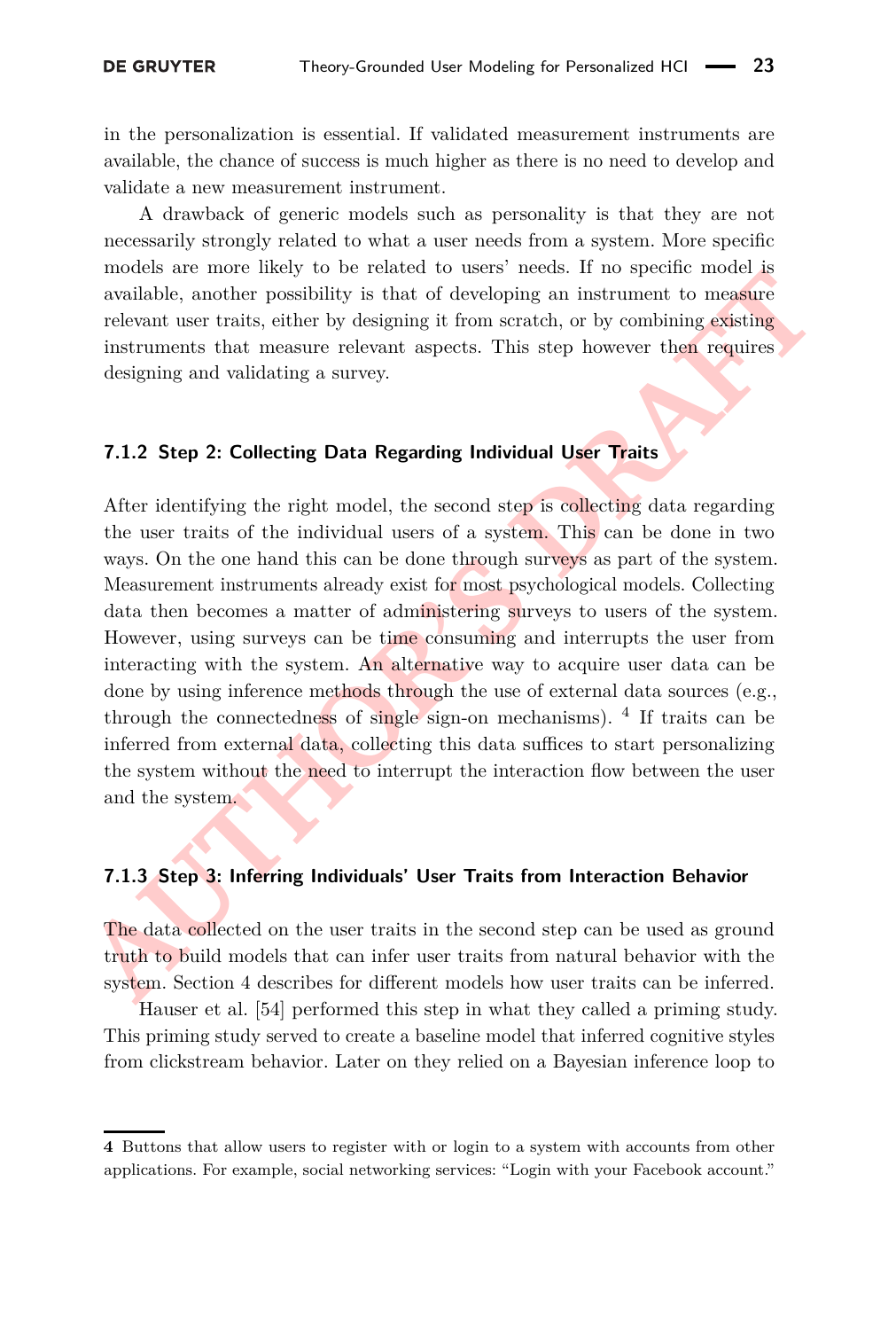in the personalization is essential. If validated measurement instruments are available, the chance of success is much higher as there is no need to develop and validate a new measurement instrument.

A drawback of generic models such as personality is that they are not necessarily strongly related to what a user needs from a system. More specific models are more likely to be related to users' needs. If no specific model is available, another possibility is that of developing an instrument to measure relevant user traits, either by designing it from scratch, or by combining existing instruments that measure relevant aspects. This step however then requires designing and validating a survey.

### 7.1.2 Step 2: Collecting Data Regarding Individual User Traits

After identifying the right model, the second step is collecting data regarding the user traits of the individual users of a system. This can be done in two ways. On the one hand this can be done through surveys as part of the system. Measurement instruments already exist for most psychological models. Collecting data then becomes a matter of administering surveys to users of the system. However, using surveys can be time consuming and interrupts the user from interacting with the system. An alternative way to acquire user data can be done by using inference methods through the use of external data sources (e.g., through the connectedness of single sign-on mechanisms). [4] If traits can be inferred from external data, collecting this data suffices to start personalizing the system without the need to interrupt the interaction flow between the user and the system.

### 7.1.3 Step 3: Inferring Individuals' User Traits from Interaction Behavior

The data collected on the user traits in the second step can be used as ground truth to build models that can infer user traits from natural behavior with the system. Section 4 describes for different models how user traits can be inferred.

Hauser et al. [54] performed this step in what they called a priming study. This priming study served to create a baseline model that inferred cognitive styles from clickstream behavior. Later on they relied on a Bayesian inference loop to

---

[4] Buttons that allow users to register with or login to a system with accounts from other applications. For example, social networking services: "Login with your Facebook account."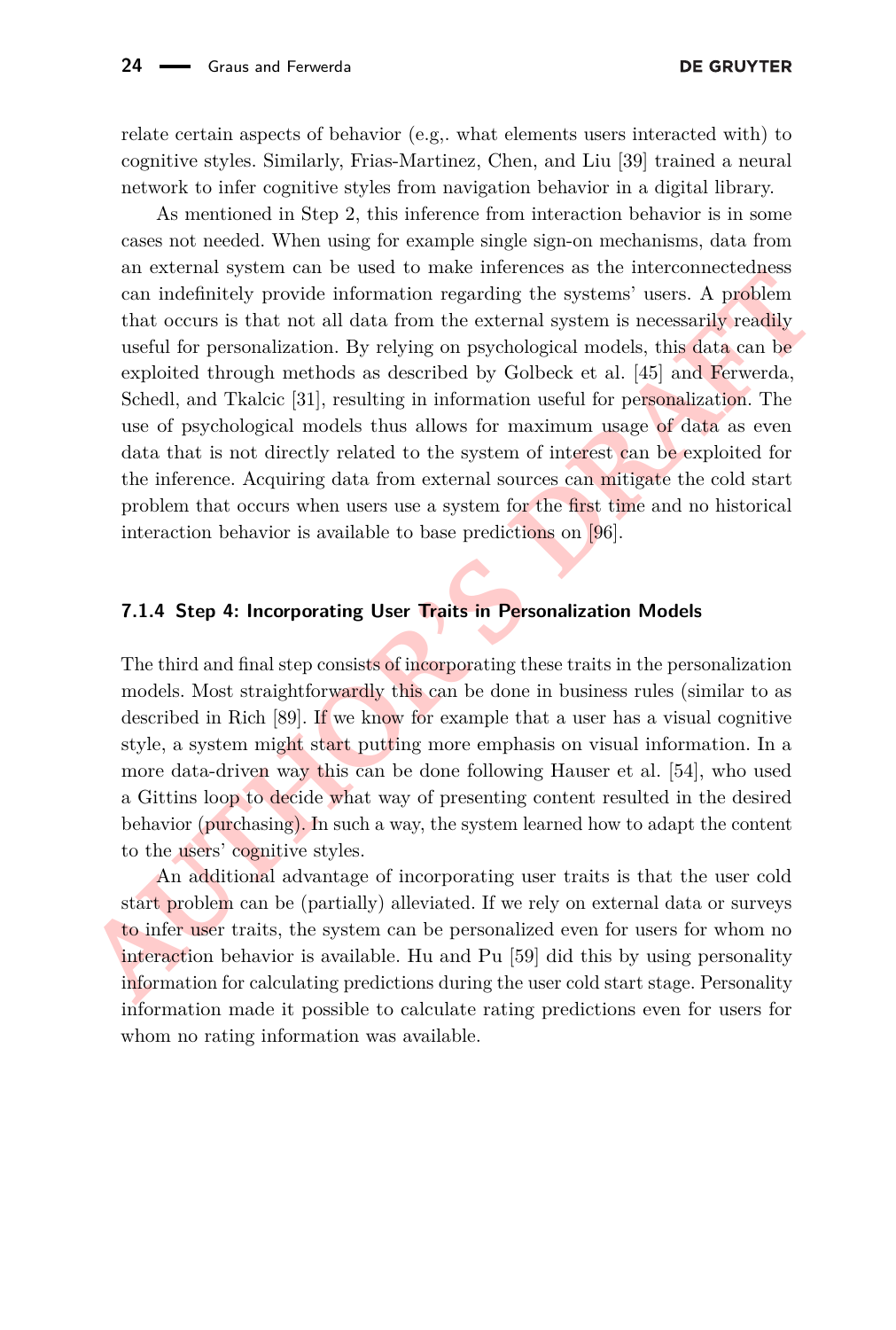relate certain aspects of behavior (e.g,. what elements users interacted with) to cognitive styles. Similarly, Frias-Martinez, Chen, and Liu [39] trained a neural network to infer cognitive styles from navigation behavior in a digital library.

As mentioned in Step 2, this inference from interaction behavior is in some cases not needed. When using for example single sign-on mechanisms, data from an external system can be used to make inferences as the interconnectedness can indefinitely provide information regarding the systems' users. A problem that occurs is that not all data from the external system is necessarily readily useful for personalization. By relying on psychological models, this data can be exploited through methods as described by Golbeck et al. [45] and Ferwerda, Schedl, and Tkalcic [31], resulting in information useful for personalization. The use of psychological models thus allows for maximum usage of data as even data that is not directly related to the system of interest can be exploited for the inference. Acquiring data from external sources can mitigate the cold start problem that occurs when users use a system for the first time and no historical interaction behavior is available to base predictions on [96].

### 7.1.4 Step 4: Incorporating User Traits in Personalization Models

The third and final step consists of incorporating these traits in the personalization models. Most straightforwardly this can be done in business rules (similar to as described in Rich [89]. If we know for example that a user has a visual cognitive style, a system might start putting more emphasis on visual information. In a more data-driven way this can be done following Hauser et al. [54], who used a Gittins loop to decide what way of presenting content resulted in the desired behavior (purchasing). In such a way, the system learned how to adapt the content to the users' cognitive styles.

An additional advantage of incorporating user traits is that the user cold start problem can be (partially) alleviated. If we rely on external data or surveys to infer user traits, the system can be personalized even for users for whom no interaction behavior is available. Hu and Pu [59] did this by using personality information for calculating predictions during the user cold start stage. Personality information made it possible to calculate rating predictions even for users for whom no rating information was available.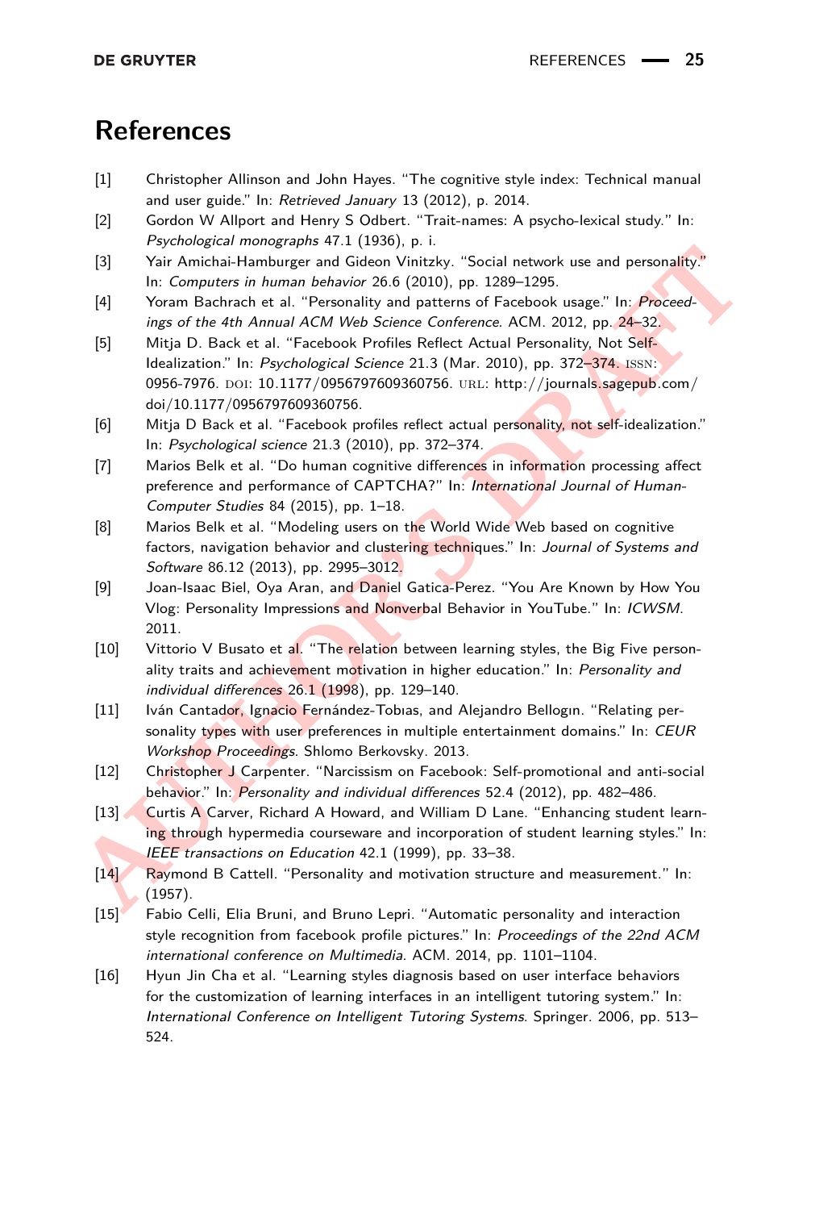# References

[1] Christopher Allinson and John Hayes. "The cognitive style index: Technical manual and user guide." In: *Retrieved January* 13 (2012), p. 2014.

[2] Gordon W Allport and Henry S Odbert. "Trait-names: A psycho-lexical study." In: *Psychological monographs* 47.1 (1936), p. i.

[3] Yair Amichai-Hamburger and Gideon Vinitzky. "Social network use and personality." In: *Computers in human behavior* 26.6 (2010), pp. 1289–1295.

[4] Yoram Bachrach et al. "Personality and patterns of Facebook usage." In: *Proceedings of the 4th Annual ACM Web Science Conference*. ACM. 2012, pp. 24–32.

[5] Mitja D. Back et al. "Facebook Profiles Reflect Actual Personality, Not Self-Idealization." In: *Psychological Science* 21.3 (Mar. 2010), pp. 372–374. ISSN: 0956-7976. DOI: 10.1177/0956797609360756. URL: http://journals.sagepub.com/doi/10.1177/0956797609360756.

[6] Mitja D Back et al. "Facebook profiles reflect actual personality, not self-idealization." In: *Psychological science* 21.3 (2010), pp. 372–374.

[7] Marios Belk et al. "Do human cognitive differences in information processing affect preference and performance of CAPTCHA?" In: *International Journal of Human-Computer Studies* 84 (2015), pp. 1–18.

[8] Marios Belk et al. "Modeling users on the World Wide Web based on cognitive factors, navigation behavior and clustering techniques." In: *Journal of Systems and Software* 86.12 (2013), pp. 2995–3012.

[9] Joan-Isaac Biel, Oya Aran, and Daniel Gatica-Perez. "You Are Known by How You Vlog: Personality Impressions and Nonverbal Behavior in YouTube." In: *ICWSM*. 2011.

[10] Vittorio V Busato et al. "The relation between learning styles, the Big Five personality traits and achievement motivation in higher education." In: *Personality and individual differences* 26.1 (1998), pp. 129–140.

[11] Iván Cantador, Ignacio Fernández-Tobıas, and Alejandro Bellogın. "Relating personality types with user preferences in multiple entertainment domains." In: *CEUR Workshop Proceedings*. Shlomo Berkovsky. 2013.

[12] Christopher J Carpenter. "Narcissism on Facebook: Self-promotional and anti-social behavior." In: *Personality and individual differences* 52.4 (2012), pp. 482–486.

[13] Curtis A Carver, Richard A Howard, and William D Lane. "Enhancing student learning through hypermedia courseware and incorporation of student learning styles." In: *IEEE transactions on Education* 42.1 (1999), pp. 33–38.

[14] Raymond B Cattell. "Personality and motivation structure and measurement." In: (1957).

[15] Fabio Celli, Elia Bruni, and Bruno Lepri. "Automatic personality and interaction style recognition from facebook profile pictures." In: *Proceedings of the 22nd ACM international conference on Multimedia*. ACM. 2014, pp. 1101–1104.

[16] Hyun Jin Cha et al. "Learning styles diagnosis based on user interface behaviors for the customization of learning interfaces in an intelligent tutoring system." In: *International Conference on Intelligent Tutoring Systems*. Springer. 2006, pp. 513–524.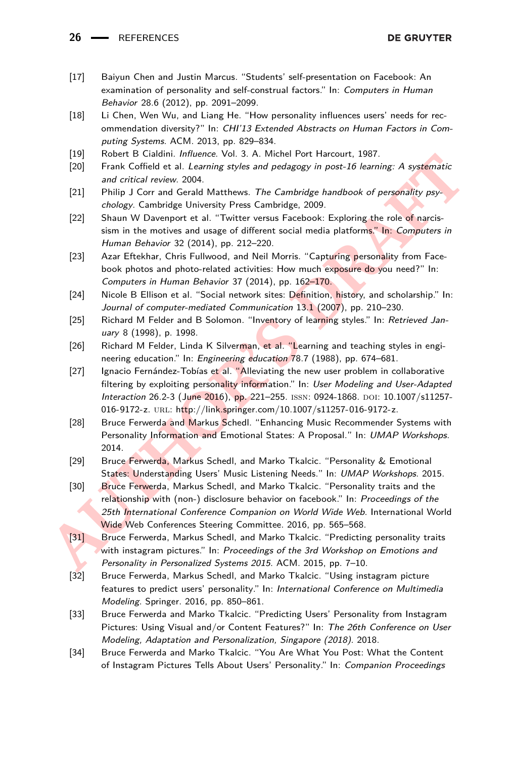[17] Baiyun Chen and Justin Marcus. "Students' self-presentation on Facebook: An examination of personality and self-construal factors." In: *Computers in Human Behavior* 28.6 (2012), pp. 2091–2099.

[18] Li Chen, Wen Wu, and Liang He. "How personality influences users' needs for recommendation diversity?" In: *CHI'13 Extended Abstracts on Human Factors in Computing Systems*. ACM. 2013, pp. 829–834.

[19] Robert B Cialdini. *Influence*. Vol. 3. A. Michel Port Harcourt, 1987.

[20] Frank Coffield et al. *Learning styles and pedagogy in post-16 learning: A systematic and critical review*. 2004.

[21] Philip J Corr and Gerald Matthews. *The Cambridge handbook of personality psychology*. Cambridge University Press Cambridge, 2009.

[22] Shaun W Davenport et al. "Twitter versus Facebook: Exploring the role of narcissism in the motives and usage of different social media platforms." In: *Computers in Human Behavior* 32 (2014), pp. 212–220.

[23] Azar Eftekhar, Chris Fullwood, and Neil Morris. "Capturing personality from Facebook photos and photo-related activities: How much exposure do you need?" In: *Computers in Human Behavior* 37 (2014), pp. 162–170.

[24] Nicole B Ellison et al. "Social network sites: Definition, history, and scholarship." In: *Journal of computer-mediated Communication* 13.1 (2007), pp. 210–230.

[25] Richard M Felder and B Solomon. "Inventory of learning styles." In: *Retrieved January* 8 (1998), p. 1998.

[26] Richard M Felder, Linda K Silverman, et al. "Learning and teaching styles in engineering education." In: *Engineering education* 78.7 (1988), pp. 674–681.

[27] Ignacio Fernández-Tobías et al. "Alleviating the new user problem in collaborative filtering by exploiting personality information." In: *User Modeling and User-Adapted Interaction* 26.2-3 (June 2016), pp. 221–255. ISSN: 0924-1868. DOI: 10.1007/s11257-016-9172-z. URL: http://link.springer.com/10.1007/s11257-016-9172-z.

[28] Bruce Ferwerda and Markus Schedl. "Enhancing Music Recommender Systems with Personality Information and Emotional States: A Proposal." In: *UMAP Workshops*. 2014.

[29] Bruce Ferwerda, Markus Schedl, and Marko Tkalcic. "Personality & Emotional States: Understanding Users' Music Listening Needs." In: *UMAP Workshops*. 2015.

[30] Bruce Ferwerda, Markus Schedl, and Marko Tkalcic. "Personality traits and the relationship with (non-) disclosure behavior on facebook." In: *Proceedings of the 25th International Conference Companion on World Wide Web*. International World Wide Web Conferences Steering Committee. 2016, pp. 565–568.

[31] Bruce Ferwerda, Markus Schedl, and Marko Tkalcic. "Predicting personality traits with instagram pictures." In: *Proceedings of the 3rd Workshop on Emotions and Personality in Personalized Systems 2015*. ACM. 2015, pp. 7–10.

[32] Bruce Ferwerda, Markus Schedl, and Marko Tkalcic. "Using instagram picture features to predict users' personality." In: *International Conference on Multimedia Modeling*. Springer. 2016, pp. 850–861.

[33] Bruce Ferwerda and Marko Tkalcic. "Predicting Users' Personality from Instagram Pictures: Using Visual and/or Content Features?" In: *The 26th Conference on User Modeling, Adaptation and Personalization, Singapore (2018)*. 2018.

[34] Bruce Ferwerda and Marko Tkalcic. "You Are What You Post: What the Content of Instagram Pictures Tells About Users' Personality." In: *Companion Proceedings*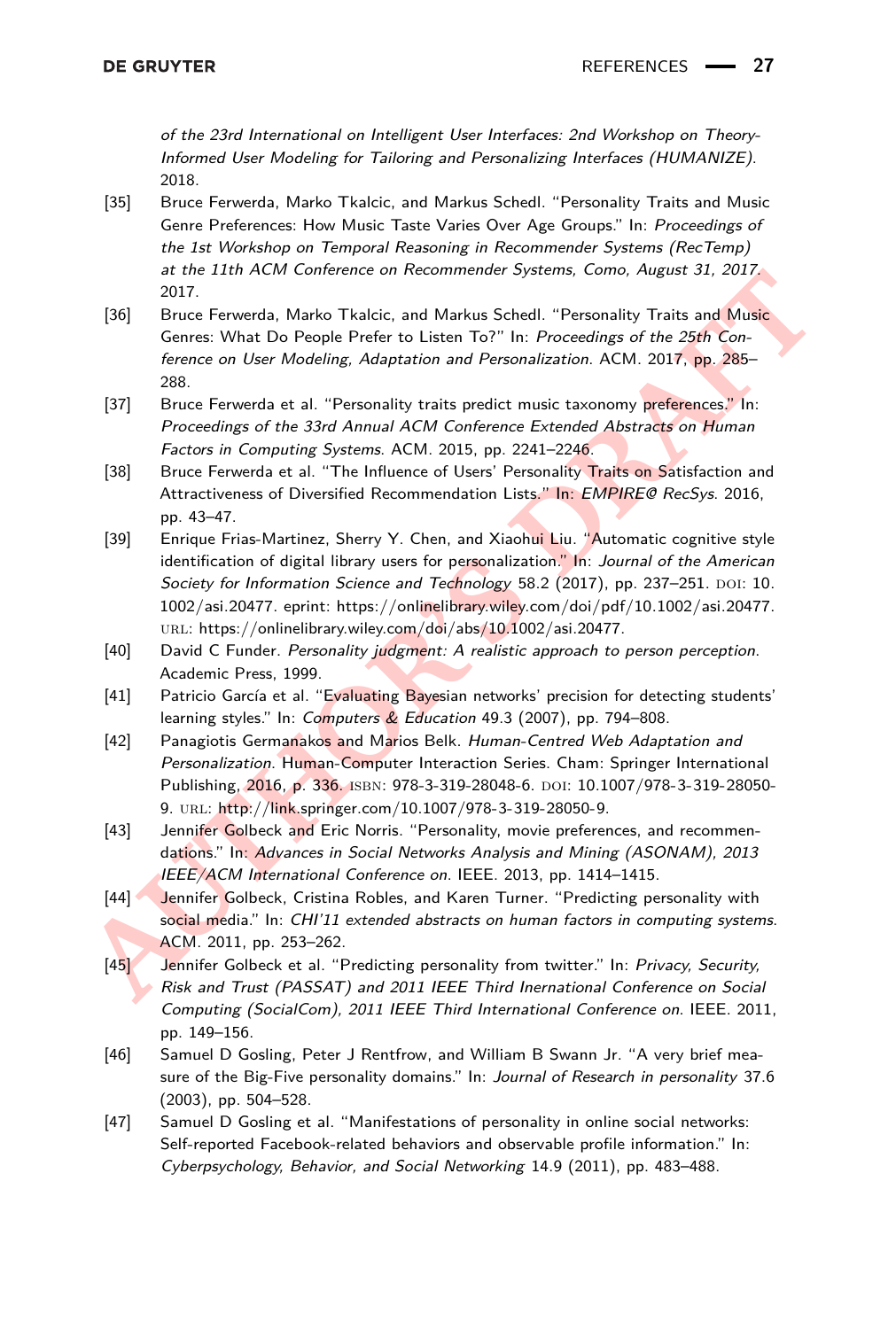of the 23rd International on Intelligent User Interfaces: 2nd Workshop on Theory-Informed User Modeling for Tailoring and Personalizing Interfaces (HUMANIZE)*. 2018.

[35] Bruce Ferwerda, Marko Tkalcic, and Markus Schedl. “Personality Traits and Music Genre Preferences: How Music Taste Varies Over Age Groups.” In: *Proceedings of the 1st Workshop on Temporal Reasoning in Recommender Systems (RecTemp) at the 11th ACM Conference on Recommender Systems, Como, August 31, 2017*. 2017.

[36] Bruce Ferwerda, Marko Tkalcic, and Markus Schedl. “Personality Traits and Music Genres: What Do People Prefer to Listen To?” In: *Proceedings of the 25th Conference on User Modeling, Adaptation and Personalization*. ACM. 2017, pp. 285–288.

[37] Bruce Ferwerda et al. “Personality traits predict music taxonomy preferences.” In: *Proceedings of the 33rd Annual ACM Conference Extended Abstracts on Human Factors in Computing Systems*. ACM. 2015, pp. 2241–2246.

[38] Bruce Ferwerda et al. “The Influence of Users’ Personality Traits on Satisfaction and Attractiveness of Diversified Recommendation Lists.” In: *EMPIRE@ RecSys*. 2016, pp. 43–47.

[39] Enrique Frias-Martinez, Sherry Y. Chen, and Xiaohui Liu. “Automatic cognitive style identification of digital library users for personalization.” In: *Journal of the American Society for Information Science and Technology* 58.2 (2017), pp. 237–251. DOI: 10.1002/asi.20477. eprint: https://onlinelibrary.wiley.com/doi/pdf/10.1002/asi.20477. URL: https://onlinelibrary.wiley.com/doi/abs/10.1002/asi.20477.

[40] David C Funder. *Personality judgment: A realistic approach to person perception*. Academic Press, 1999.

[41] Patricio García et al. “Evaluating Bayesian networks’ precision for detecting students’ learning styles.” In: *Computers & Education* 49.3 (2007), pp. 794–808.

[42] Panagiotis Germanakos and Marios Belk. *Human-Centred Web Adaptation and Personalization*. Human-Computer Interaction Series. Cham: Springer International Publishing, 2016, p. 336. ISBN: 978-3-319-28048-6. DOI: 10.1007/978-3-319-28050-9. URL: http://link.springer.com/10.1007/978-3-319-28050-9.

[43] Jennifer Golbeck and Eric Norris. “Personality, movie preferences, and recommendations.” In: *Advances in Social Networks Analysis and Mining (ASONAM), 2013 IEEE/ACM International Conference on*. IEEE. 2013, pp. 1414–1415.

[44] Jennifer Golbeck, Cristina Robles, and Karen Turner. “Predicting personality with social media.” In: *CHI’11 extended abstracts on human factors in computing systems*. ACM. 2011, pp. 253–262.

[45] Jennifer Golbeck et al. “Predicting personality from twitter.” In: *Privacy, Security, Risk and Trust (PASSAT) and 2011 IEEE Third Inernational Conference on Social Computing (SocialCom), 2011 IEEE Third International Conference on*. IEEE. 2011, pp. 149–156.

[46] Samuel D Gosling, Peter J Rentfrow, and William B Swann Jr. “A very brief measure of the Big-Five personality domains.” In: *Journal of Research in personality* 37.6 (2003), pp. 504–528.

[47] Samuel D Gosling et al. “Manifestations of personality in online social networks: Self-reported Facebook-related behaviors and observable profile information.” In: *Cyberpsychology, Behavior, and Social Networking* 14.9 (2011), pp. 483–488.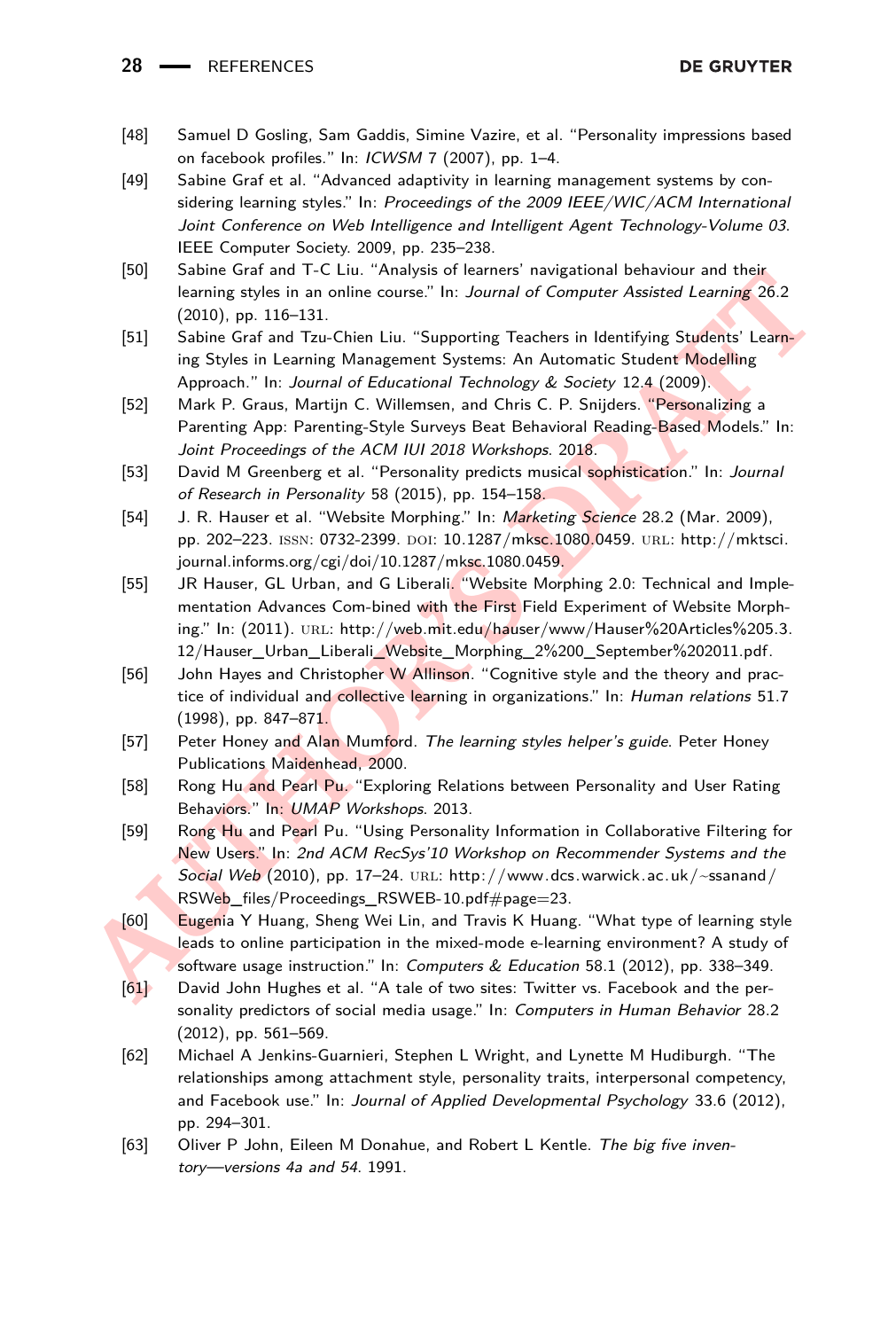[48] Samuel D Gosling, Sam Gaddis, Simine Vazire, et al. "Personality impressions based on facebook profiles." In: *ICWSM* 7 (2007), pp. 1–4.

[49] Sabine Graf et al. "Advanced adaptivity in learning management systems by considering learning styles." In: *Proceedings of the 2009 IEEE/WIC/ACM International Joint Conference on Web Intelligence and Intelligent Agent Technology-Volume 03*. IEEE Computer Society. 2009, pp. 235–238.

[50] Sabine Graf and T-C Liu. "Analysis of learners' navigational behaviour and their learning styles in an online course." In: *Journal of Computer Assisted Learning* 26.2 (2010), pp. 116–131.

[51] Sabine Graf and Tzu-Chien Liu. "Supporting Teachers in Identifying Students' Learning Styles in Learning Management Systems: An Automatic Student Modelling Approach." In: *Journal of Educational Technology & Society* 12.4 (2009).

[52] Mark P. Graus, Martijn C. Willemsen, and Chris C. P. Snijders. "Personalizing a Parenting App: Parenting-Style Surveys Beat Behavioral Reading-Based Models." In: *Joint Proceedings of the ACM IUI 2018 Workshops*. 2018.

[53] David M Greenberg et al. "Personality predicts musical sophistication." In: *Journal of Research in Personality* 58 (2015), pp. 154–158.

[54] J. R. Hauser et al. "Website Morphing." In: *Marketing Science* 28.2 (Mar. 2009), pp. 202–223. ISSN: 0732-2399. DOI: 10.1287/mksc.1080.0459. URL: http://mktsci.journal.informs.org/cgi/doi/10.1287/mksc.1080.0459.

[55] JR Hauser, GL Urban, and G Liberali. "Website Morphing 2.0: Technical and Implementation Advances Com-bined with the First Field Experiment of Website Morphing." In: (2011). URL: http://web.mit.edu/hauser/www/Hauser%20Articles%205.3.12/Hauser_Urban_Liberali_Website_Morphing_2%200_September%202011.pdf.

[56] John Hayes and Christopher W Allinson. "Cognitive style and the theory and practice of individual and collective learning in organizations." In: *Human relations* 51.7 (1998), pp. 847–871.

[57] Peter Honey and Alan Mumford. *The learning styles helper's guide*. Peter Honey Publications Maidenhead, 2000.

[58] Rong Hu and Pearl Pu. "Exploring Relations between Personality and User Rating Behaviors." In: *UMAP Workshops*. 2013.

[59] Rong Hu and Pearl Pu. "Using Personality Information in Collaborative Filtering for New Users." In: *2nd ACM RecSys'10 Workshop on Recommender Systems and the Social Web* (2010), pp. 17–24. URL: http://www.dcs.warwick.ac.uk/~ssanand/RSWeb_files/Proceedings_RSWEB-10.pdf#page=23.

[60] Eugenia Y Huang, Sheng Wei Lin, and Travis K Huang. "What type of learning style leads to online participation in the mixed-mode e-learning environment? A study of software usage instruction." In: *Computers & Education* 58.1 (2012), pp. 338–349.

[61] David John Hughes et al. "A tale of two sites: Twitter vs. Facebook and the personality predictors of social media usage." In: *Computers in Human Behavior* 28.2 (2012), pp. 561–569.

[62] Michael A Jenkins-Guarnieri, Stephen L Wright, and Lynette M Hudiburgh. "The relationships among attachment style, personality traits, interpersonal competency, and Facebook use." In: *Journal of Applied Developmental Psychology* 33.6 (2012), pp. 294–301.

[63] Oliver P John, Eileen M Donahue, and Robert L Kentle. *The big five inventory—versions 4a and 54*. 1991.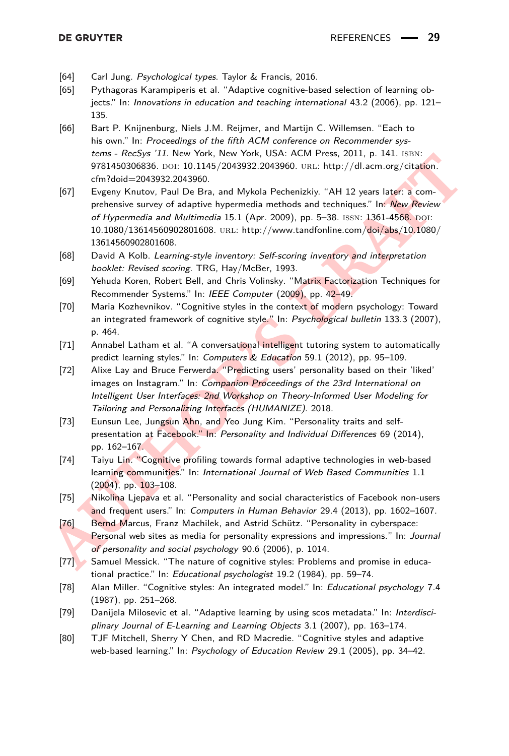[64] Carl Jung. *Psychological types*. Taylor & Francis, 2016.

[65] Pythagoras Karampiperis et al. "Adaptive cognitive-based selection of learning objects." In: *Innovations in education and teaching international* 43.2 (2006), pp. 121–135.

[66] Bart P. Knijnenburg, Niels J.M. Reijmer, and Martijn C. Willemsen. "Each to his own." In: *Proceedings of the fifth ACM conference on Recommender systems - RecSys '11*. New York, New York, USA: ACM Press, 2011, p. 141. ISBN: 9781450306836. DOI: 10.1145/2043932.2043960. URL: http://dl.acm.org/citation.cfm?doid=2043932.2043960.

[67] Evgeny Knutov, Paul De Bra, and Mykola Pechenizkiy. "AH 12 years later: a comprehensive survey of adaptive hypermedia methods and techniques." In: *New Review of Hypermedia and Multimedia* 15.1 (Apr. 2009), pp. 5–38. ISSN: 1361-4568. DOI: 10.1080/13614560902801608. URL: http://www.tandfonline.com/doi/abs/10.1080/13614560902801608.

[68] David A Kolb. *Learning-style inventory: Self-scoring inventory and interpretation booklet: Revised scoring*. TRG, Hay/McBer, 1993.

[69] Yehuda Koren, Robert Bell, and Chris Volinsky. "Matrix Factorization Techniques for Recommender Systems." In: *IEEE Computer* (2009), pp. 42–49.

[70] Maria Kozhevnikov. "Cognitive styles in the context of modern psychology: Toward an integrated framework of cognitive style." In: *Psychological bulletin* 133.3 (2007), p. 464.

[71] Annabel Latham et al. "A conversational intelligent tutoring system to automatically predict learning styles." In: *Computers & Education* 59.1 (2012), pp. 95–109.

[72] Alixe Lay and Bruce Ferwerda. "Predicting users' personality based on their 'liked' images on Instagram." In: *Companion Proceedings of the 23rd International on Intelligent User Interfaces: 2nd Workshop on Theory-Informed User Modeling for Tailoring and Personalizing Interfaces (HUMANIZE)*. 2018.

[73] Eunsun Lee, Jungsun Ahn, and Yeo Jung Kim. "Personality traits and self-presentation at Facebook." In: *Personality and Individual Differences* 69 (2014), pp. 162–167.

[74] Taiyu Lin. "Cognitive profiling towards formal adaptive technologies in web-based learning communities." In: *International Journal of Web Based Communities* 1.1 (2004), pp. 103–108.

[75] Nikolina Ljepava et al. "Personality and social characteristics of Facebook non-users and frequent users." In: *Computers in Human Behavior* 29.4 (2013), pp. 1602–1607.

[76] Bernd Marcus, Franz Machilek, and Astrid Schütz. "Personality in cyberspace: Personal web sites as media for personality expressions and impressions." In: *Journal of personality and social psychology* 90.6 (2006), p. 1014.

[77] Samuel Messick. "The nature of cognitive styles: Problems and promise in educational practice." In: *Educational psychologist* 19.2 (1984), pp. 59–74.

[78] Alan Miller. "Cognitive styles: An integrated model." In: *Educational psychology* 7.4 (1987), pp. 251–268.

[79] Danijela Milosevic et al. "Adaptive learning by using scos metadata." In: *Interdisciplinary Journal of E-Learning and Learning Objects* 3.1 (2007), pp. 163–174.

[80] TJF Mitchell, Sherry Y Chen, and RD Macredie. "Cognitive styles and adaptive web-based learning." In: *Psychology of Education Review* 29.1 (2005), pp. 34–42.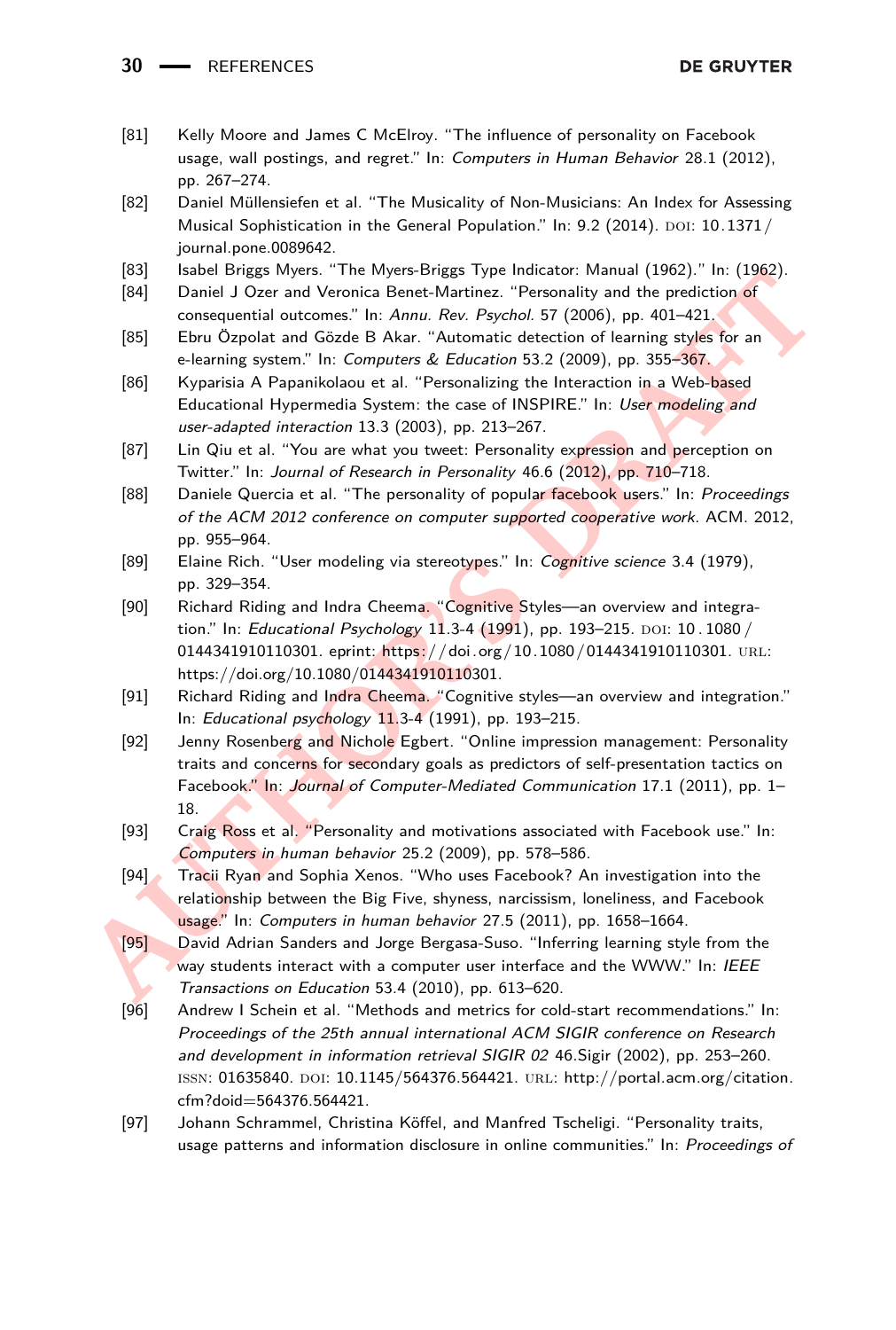[81] Kelly Moore and James C McElroy. "The influence of personality on Facebook usage, wall postings, and regret." In: *Computers in Human Behavior* 28.1 (2012), pp. 267–274.

[82] Daniel Müllensiefen et al. "The Musicality of Non-Musicians: An Index for Assessing Musical Sophistication in the General Population." In: 9.2 (2014). DOI: 10.1371/journal.pone.0089642.

[83] Isabel Briggs Myers. "The Myers-Briggs Type Indicator: Manual (1962)." In: (1962).

[84] Daniel J Ozer and Veronica Benet-Martinez. "Personality and the prediction of consequential outcomes." In: *Annu. Rev. Psychol.* 57 (2006), pp. 401–421.

[85] Ebru Özpolat and Gözde B Akar. "Automatic detection of learning styles for an e-learning system." In: *Computers & Education* 53.2 (2009), pp. 355–367.

[86] Kyparisia A Papanikolaou et al. "Personalizing the Interaction in a Web-based Educational Hypermedia System: the case of INSPIRE." In: *User modeling and user-adapted interaction* 13.3 (2003), pp. 213–267.

[87] Lin Qiu et al. "You are what you tweet: Personality expression and perception on Twitter." In: *Journal of Research in Personality* 46.6 (2012), pp. 710–718.

[88] Daniele Quercia et al. "The personality of popular facebook users." In: *Proceedings of the ACM 2012 conference on computer supported cooperative work*. ACM. 2012, pp. 955–964.

[89] Elaine Rich. "User modeling via stereotypes." In: *Cognitive science* 3.4 (1979), pp. 329–354.

[90] Richard Riding and Indra Cheema. "Cognitive Styles—an overview and integration." In: *Educational Psychology* 11.3-4 (1991), pp. 193–215. DOI: 10.1080/0144341910110301. eprint: https://doi.org/10.1080/0144341910110301. URL: https://doi.org/10.1080/0144341910110301.

[91] Richard Riding and Indra Cheema. "Cognitive styles—an overview and integration." In: *Educational psychology* 11.3-4 (1991), pp. 193–215.

[92] Jenny Rosenberg and Nichole Egbert. "Online impression management: Personality traits and concerns for secondary goals as predictors of self-presentation tactics on Facebook." In: *Journal of Computer-Mediated Communication* 17.1 (2011), pp. 1–18.

[93] Craig Ross et al. "Personality and motivations associated with Facebook use." In: *Computers in human behavior* 25.2 (2009), pp. 578–586.

[94] Tracii Ryan and Sophia Xenos. "Who uses Facebook? An investigation into the relationship between the Big Five, shyness, narcissism, loneliness, and Facebook usage." In: *Computers in human behavior* 27.5 (2011), pp. 1658–1664.

[95] David Adrian Sanders and Jorge Bergasa-Suso. "Inferring learning style from the way students interact with a computer user interface and the WWW." In: *IEEE Transactions on Education* 53.4 (2010), pp. 613–620.

[96] Andrew I Schein et al. "Methods and metrics for cold-start recommendations." In: *Proceedings of the 25th annual international ACM SIGIR conference on Research and development in information retrieval SIGIR 02* 46.Sigir (2002), pp. 253–260. ISSN: 01635840. DOI: 10.1145/564376.564421. URL: http://portal.acm.org/citation.cfm?doid=564376.564421.

[97] Johann Schrammel, Christina Köffel, and Manfred Tscheligi. "Personality traits, usage patterns and information disclosure in online communities." In: *Proceedings of*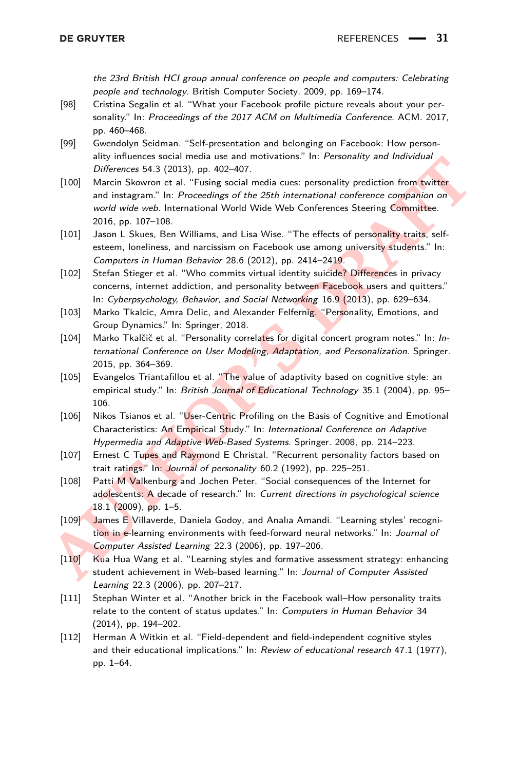*the 23rd British HCI group annual conference on people and computers: Celebrating people and technology*. British Computer Society. 2009, pp. 169–174.

[98] Cristina Segalin et al. "What your Facebook profile picture reveals about your personality." In: *Proceedings of the 2017 ACM on Multimedia Conference*. ACM. 2017, pp. 460–468.

[99] Gwendolyn Seidman. "Self-presentation and belonging on Facebook: How personality influences social media use and motivations." In: *Personality and Individual Differences* 54.3 (2013), pp. 402–407.

[100] Marcin Skowron et al. "Fusing social media cues: personality prediction from twitter and instagram." In: *Proceedings of the 25th international conference companion on world wide web*. International World Wide Web Conferences Steering Committee. 2016, pp. 107–108.

[101] Jason L Skues, Ben Williams, and Lisa Wise. "The effects of personality traits, self-esteem, loneliness, and narcissism on Facebook use among university students." In: *Computers in Human Behavior* 28.6 (2012), pp. 2414–2419.

[102] Stefan Stieger et al. "Who commits virtual identity suicide? Differences in privacy concerns, internet addiction, and personality between Facebook users and quitters." In: *Cyberpsychology, Behavior, and Social Networking* 16.9 (2013), pp. 629–634.

[103] Marko Tkalcic, Amra Delic, and Alexander Felfernig. "Personality, Emotions, and Group Dynamics." In: Springer, 2018.

[104] Marko Tkalčič et al. "Personality correlates for digital concert program notes." In: *International Conference on User Modeling, Adaptation, and Personalization*. Springer. 2015, pp. 364–369.

[105] Evangelos Triantafillou et al. "The value of adaptivity based on cognitive style: an empirical study." In: *British Journal of Educational Technology* 35.1 (2004), pp. 95–106.

[106] Nikos Tsianos et al. "User-Centric Profiling on the Basis of Cognitive and Emotional Characteristics: An Empirical Study." In: *International Conference on Adaptive Hypermedia and Adaptive Web-Based Systems*. Springer. 2008, pp. 214–223.

[107] Ernest C Tupes and Raymond E Christal. "Recurrent personality factors based on trait ratings." In: *Journal of personality* 60.2 (1992), pp. 225–251.

[108] Patti M Valkenburg and Jochen Peter. "Social consequences of the Internet for adolescents: A decade of research." In: *Current directions in psychological science* 18.1 (2009), pp. 1–5.

[109] James E Villaverde, Daniela Godoy, and Analıa Amandi. "Learning styles' recognition in e-learning environments with feed-forward neural networks." In: *Journal of Computer Assisted Learning* 22.3 (2006), pp. 197–206.

[110] Kua Hua Wang et al. "Learning styles and formative assessment strategy: enhancing student achievement in Web-based learning." In: *Journal of Computer Assisted Learning* 22.3 (2006), pp. 207–217.

[111] Stephan Winter et al. "Another brick in the Facebook wall–How personality traits relate to the content of status updates." In: *Computers in Human Behavior* 34 (2014), pp. 194–202.

[112] Herman A Witkin et al. "Field-dependent and field-independent cognitive styles and their educational implications." In: *Review of educational research* 47.1 (1977), pp. 1–64.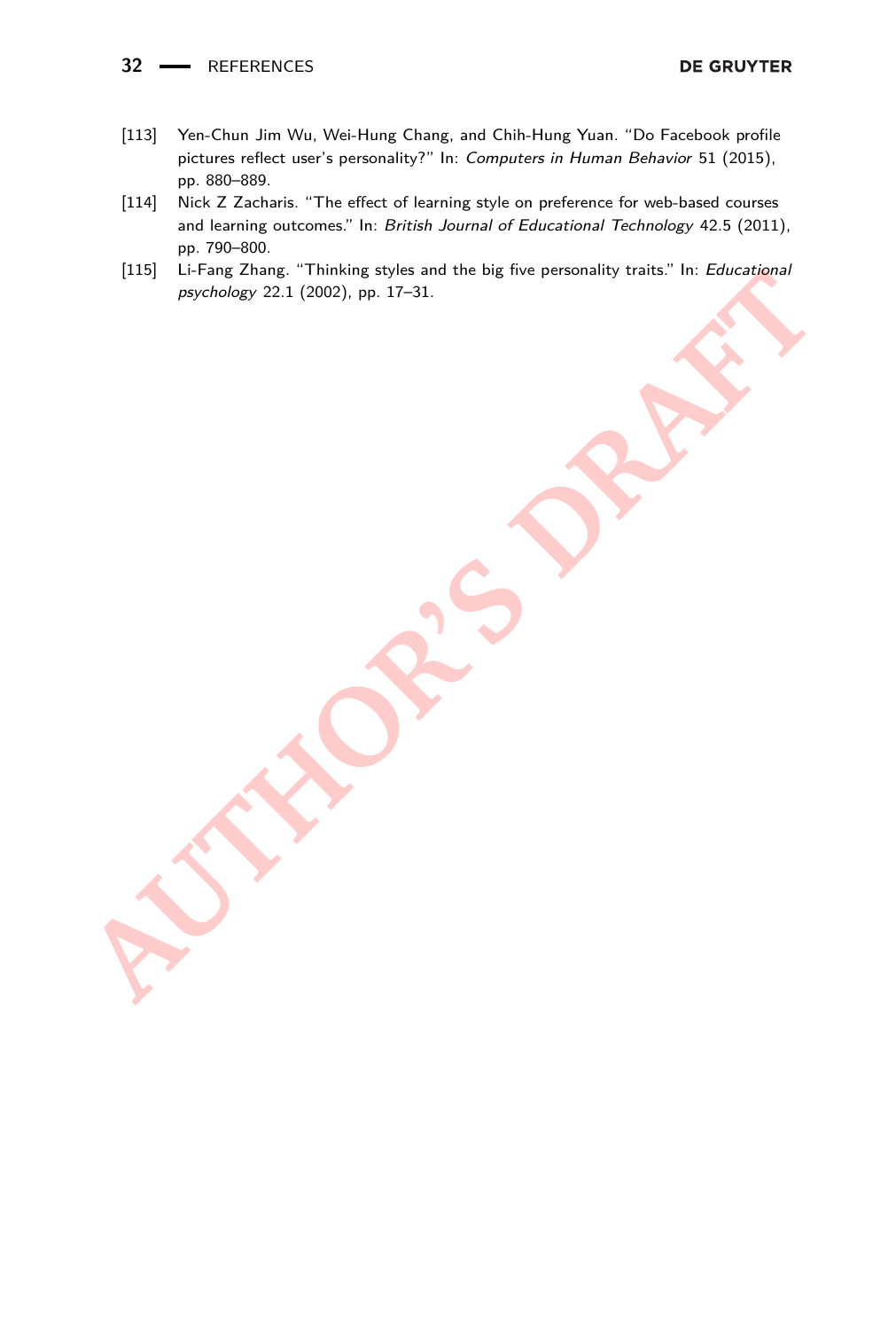[113] Yen-Chun Jim Wu, Wei-Hung Chang, and Chih-Hung Yuan. "Do Facebook profile pictures reflect user's personality?" In: *Computers in Human Behavior* 51 (2015), pp. 880–889.

[114] Nick Z Zacharis. "The effect of learning style on preference for web-based courses and learning outcomes." In: *British Journal of Educational Technology* 42.5 (2011), pp. 790–800.

[115] Li-Fang Zhang. "Thinking styles and the big five personality traits." In: *Educational psychology* 22.1 (2002), pp. 17–31.